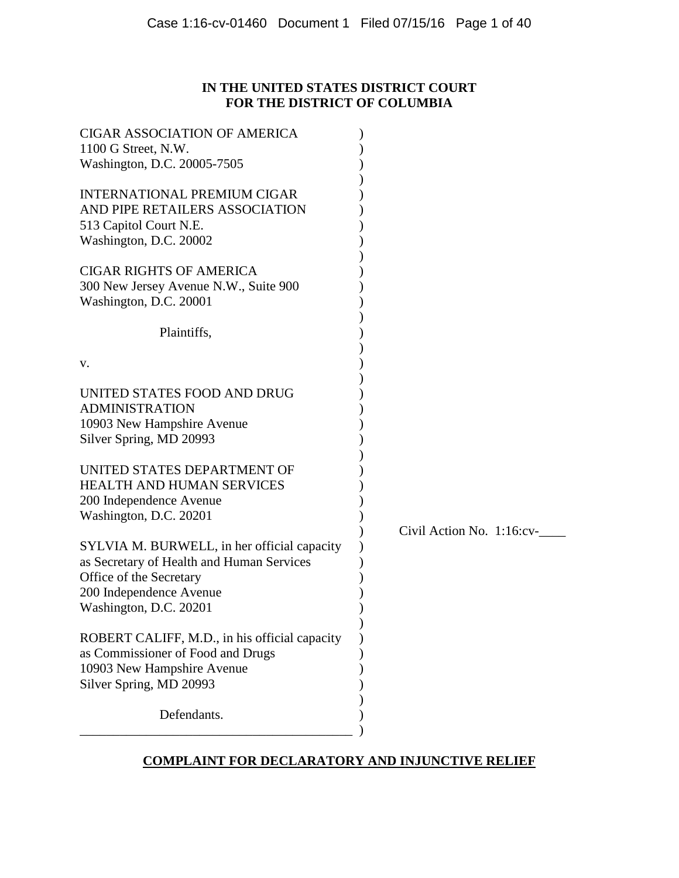**IN THE UNITED STATES DISTRICT COURT**
**FOR THE DISTRICT OF COLUMBIA**

CIGAR ASSOCIATION OF AMERICA
1100 G Street, N.W.
Washington, D.C. 20005-7505

INTERNATIONAL PREMIUM CIGAR AND PIPE RETAILERS ASSOCIATION
513 Capitol Court N.E.
Washington, D.C. 20002

CIGAR RIGHTS OF AMERICA
300 New Jersey Avenue N.W., Suite 900
Washington, D.C. 20001

Plaintiffs,

v.

UNITED STATES FOOD AND DRUG ADMINISTRATION
10903 New Hampshire Avenue
Silver Spring, MD 20993

UNITED STATES DEPARTMENT OF HEALTH AND HUMAN SERVICES
200 Independence Avenue
Washington, D.C. 20201

SYLVIA M. BURWELL, in her official capacity as Secretary of Health and Human Services
Office of the Secretary
200 Independence Avenue
Washington, D.C. 20201

ROBERT CALIFF, M.D., in his official capacity as Commissioner of Food and Drugs
10903 New Hampshire Avenue
Silver Spring, MD 20993

Defendants.

Civil Action No. 1:16:cv-____

**COMPLAINT FOR DECLARATORY AND INJUNCTIVE RELIEF**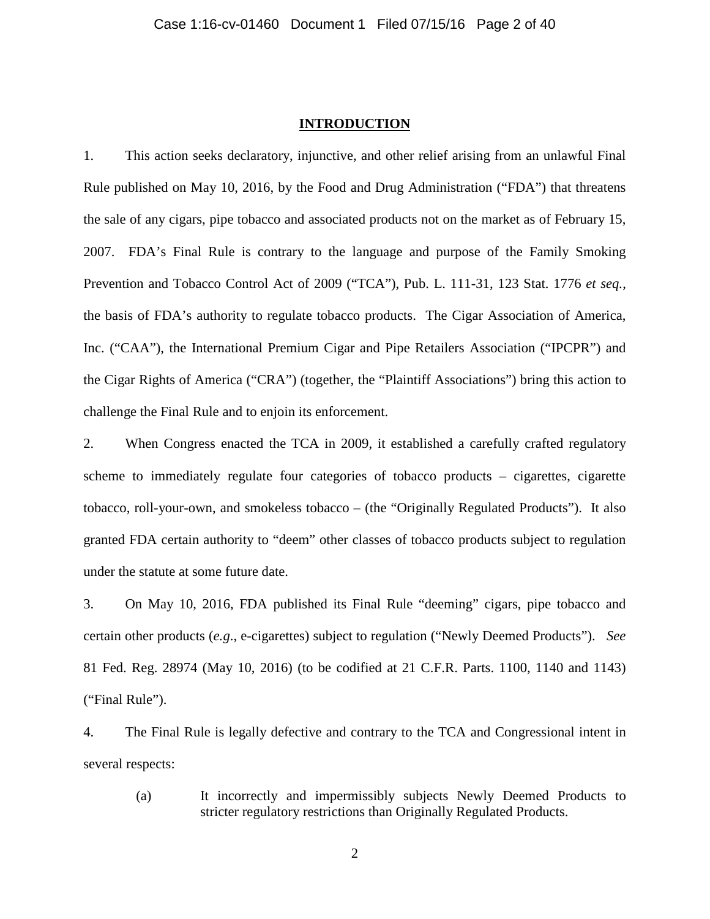## INTRODUCTION

1. This action seeks declaratory, injunctive, and other relief arising from an unlawful Final Rule published on May 10, 2016, by the Food and Drug Administration ("FDA") that threatens the sale of any cigars, pipe tobacco and associated products not on the market as of February 15, 2007. FDA's Final Rule is contrary to the language and purpose of the Family Smoking Prevention and Tobacco Control Act of 2009 ("TCA"), Pub. L. 111-31, 123 Stat. 1776 *et seq.*, the basis of FDA's authority to regulate tobacco products. The Cigar Association of America, Inc. ("CAA"), the International Premium Cigar and Pipe Retailers Association ("IPCPR") and the Cigar Rights of America ("CRA") (together, the "Plaintiff Associations") bring this action to challenge the Final Rule and to enjoin its enforcement.

2. When Congress enacted the TCA in 2009, it established a carefully crafted regulatory scheme to immediately regulate four categories of tobacco products – cigarettes, cigarette tobacco, roll-your-own, and smokeless tobacco – (the "Originally Regulated Products"). It also granted FDA certain authority to "deem" other classes of tobacco products subject to regulation under the statute at some future date.

3. On May 10, 2016, FDA published its Final Rule "deeming" cigars, pipe tobacco and certain other products (*e.g.*, e-cigarettes) subject to regulation ("Newly Deemed Products"). *See* 81 Fed. Reg. 28974 (May 10, 2016) (to be codified at 21 C.F.R. Parts. 1100, 1140 and 1143) ("Final Rule").

4. The Final Rule is legally defective and contrary to the TCA and Congressional intent in several respects:

    (a) It incorrectly and impermissibly subjects Newly Deemed Products to stricter regulatory restrictions than Originally Regulated Products.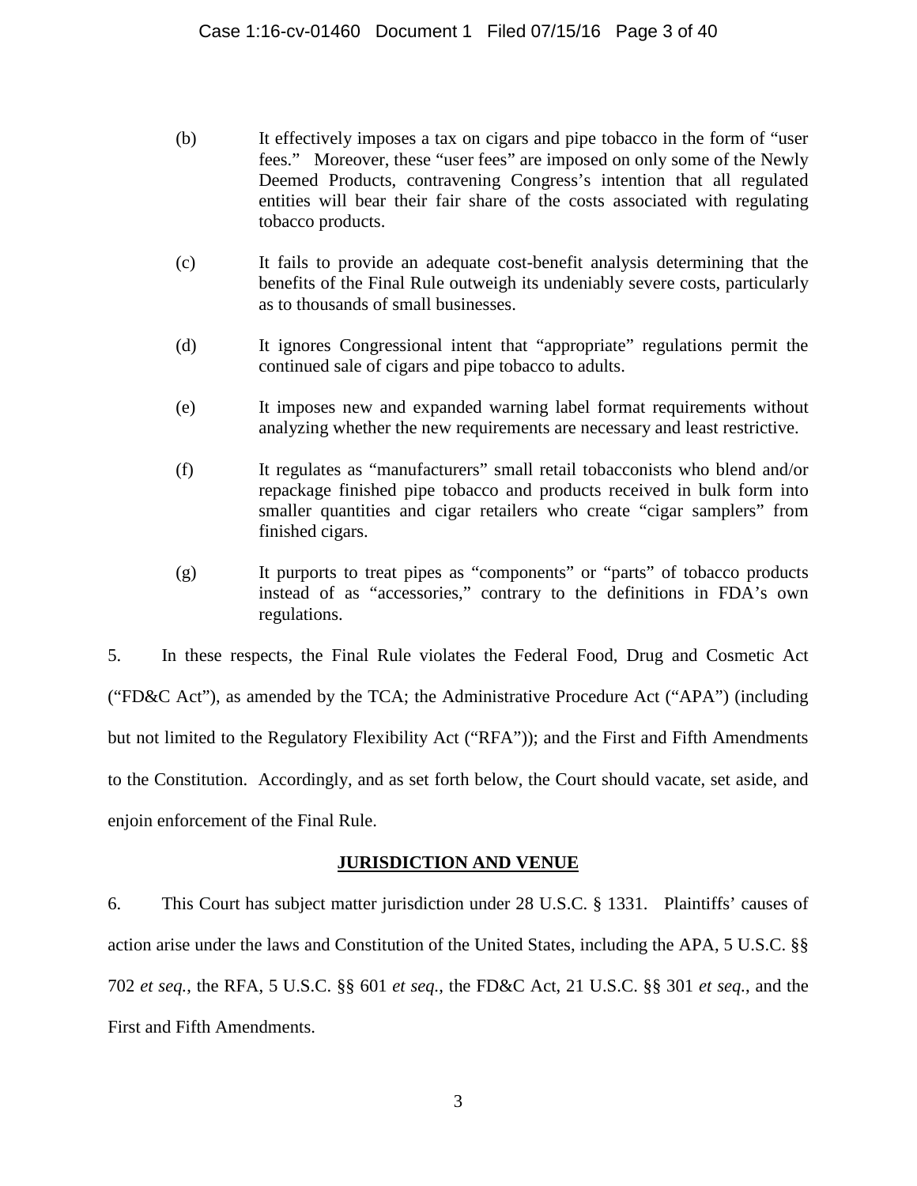(b) It effectively imposes a tax on cigars and pipe tobacco in the form of "user fees." Moreover, these "user fees" are imposed on only some of the Newly Deemed Products, contravening Congress's intention that all regulated entities will bear their fair share of the costs associated with regulating tobacco products.

(c) It fails to provide an adequate cost-benefit analysis determining that the benefits of the Final Rule outweigh its undeniably severe costs, particularly as to thousands of small businesses.

(d) It ignores Congressional intent that "appropriate" regulations permit the continued sale of cigars and pipe tobacco to adults.

(e) It imposes new and expanded warning label format requirements without analyzing whether the new requirements are necessary and least restrictive.

(f) It regulates as "manufacturers" small retail tobacconists who blend and/or repackage finished pipe tobacco and products received in bulk form into smaller quantities and cigar retailers who create "cigar samplers" from finished cigars.

(g) It purports to treat pipes as "components" or "parts" of tobacco products instead of as "accessories," contrary to the definitions in FDA's own regulations.

5. In these respects, the Final Rule violates the Federal Food, Drug and Cosmetic Act ("FD&C Act"), as amended by the TCA; the Administrative Procedure Act ("APA") (including but not limited to the Regulatory Flexibility Act ("RFA")); and the First and Fifth Amendments to the Constitution. Accordingly, and as set forth below, the Court should vacate, set aside, and enjoin enforcement of the Final Rule.

## JURISDICTION AND VENUE

6. This Court has subject matter jurisdiction under 28 U.S.C. § 1331. Plaintiffs' causes of action arise under the laws and Constitution of the United States, including the APA, 5 U.S.C. §§ 702 *et seq.*, the RFA, 5 U.S.C. §§ 601 *et seq.*, the FD&C Act, 21 U.S.C. §§ 301 *et seq.*, and the First and Fifth Amendments.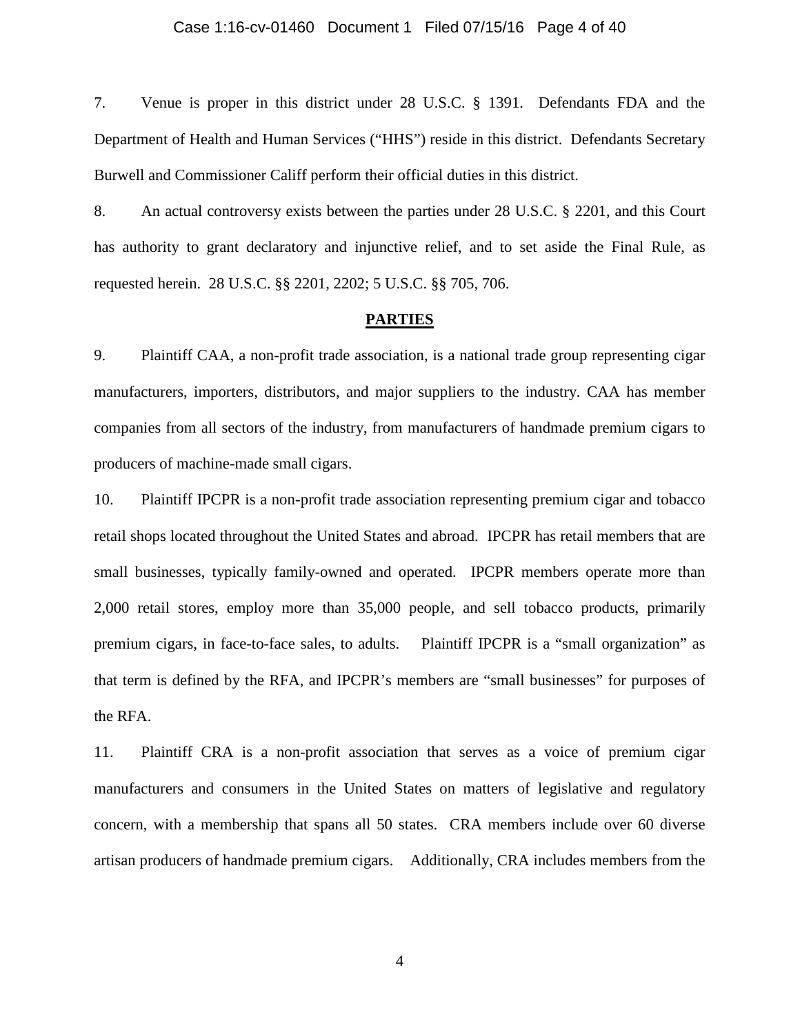7. Venue is proper in this district under 28 U.S.C. § 1391. Defendants FDA and the Department of Health and Human Services ("HHS") reside in this district. Defendants Secretary Burwell and Commissioner Califf perform their official duties in this district.

8. An actual controversy exists between the parties under 28 U.S.C. § 2201, and this Court has authority to grant declaratory and injunctive relief, and to set aside the Final Rule, as requested herein. 28 U.S.C. §§ 2201, 2202; 5 U.S.C. §§ 705, 706.

## PARTIES

9. Plaintiff CAA, a non-profit trade association, is a national trade group representing cigar manufacturers, importers, distributors, and major suppliers to the industry. CAA has member companies from all sectors of the industry, from manufacturers of handmade premium cigars to producers of machine-made small cigars.

10. Plaintiff IPCPR is a non-profit trade association representing premium cigar and tobacco retail shops located throughout the United States and abroad. IPCPR has retail members that are small businesses, typically family-owned and operated. IPCPR members operate more than 2,000 retail stores, employ more than 35,000 people, and sell tobacco products, primarily premium cigars, in face-to-face sales, to adults. Plaintiff IPCPR is a "small organization" as that term is defined by the RFA, and IPCPR's members are "small businesses" for purposes of the RFA.

11. Plaintiff CRA is a non-profit association that serves as a voice of premium cigar manufacturers and consumers in the United States on matters of legislative and regulatory concern, with a membership that spans all 50 states. CRA members include over 60 diverse artisan producers of handmade premium cigars. Additionally, CRA includes members from the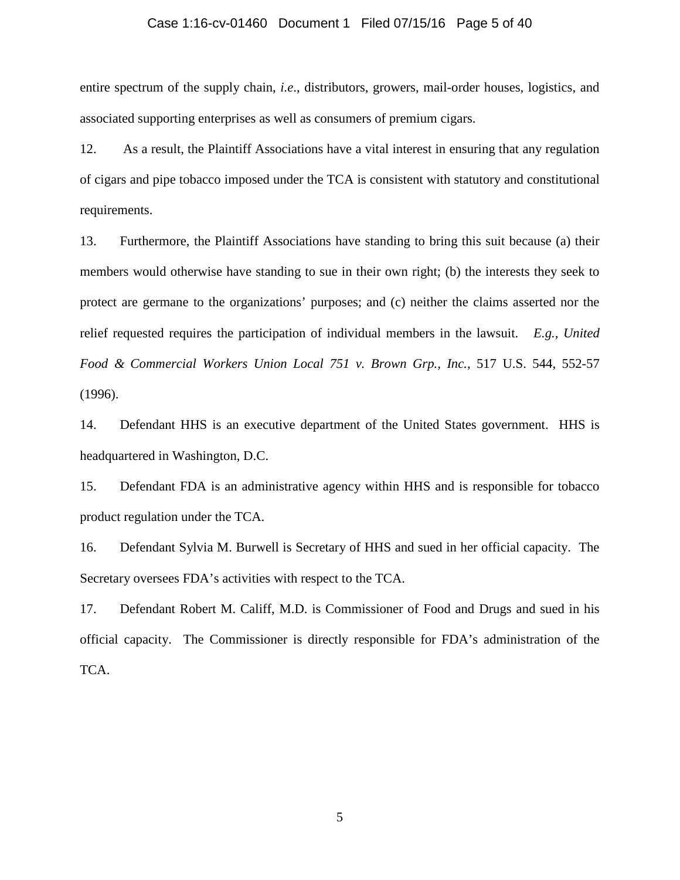entire spectrum of the supply chain, *i.e*., distributors, growers, mail-order houses, logistics, and associated supporting enterprises as well as consumers of premium cigars.

12. As a result, the Plaintiff Associations have a vital interest in ensuring that any regulation of cigars and pipe tobacco imposed under the TCA is consistent with statutory and constitutional requirements.

13. Furthermore, the Plaintiff Associations have standing to bring this suit because (a) their members would otherwise have standing to sue in their own right; (b) the interests they seek to protect are germane to the organizations' purposes; and (c) neither the claims asserted nor the relief requested requires the participation of individual members in the lawsuit. *E.g.*, *United Food & Commercial Workers Union Local 751 v. Brown Grp., Inc.*, 517 U.S. 544, 552-57 (1996).

14. Defendant HHS is an executive department of the United States government. HHS is headquartered in Washington, D.C.

15. Defendant FDA is an administrative agency within HHS and is responsible for tobacco product regulation under the TCA.

16. Defendant Sylvia M. Burwell is Secretary of HHS and sued in her official capacity. The Secretary oversees FDA's activities with respect to the TCA.

17. Defendant Robert M. Califf, M.D. is Commissioner of Food and Drugs and sued in his official capacity. The Commissioner is directly responsible for FDA's administration of the TCA.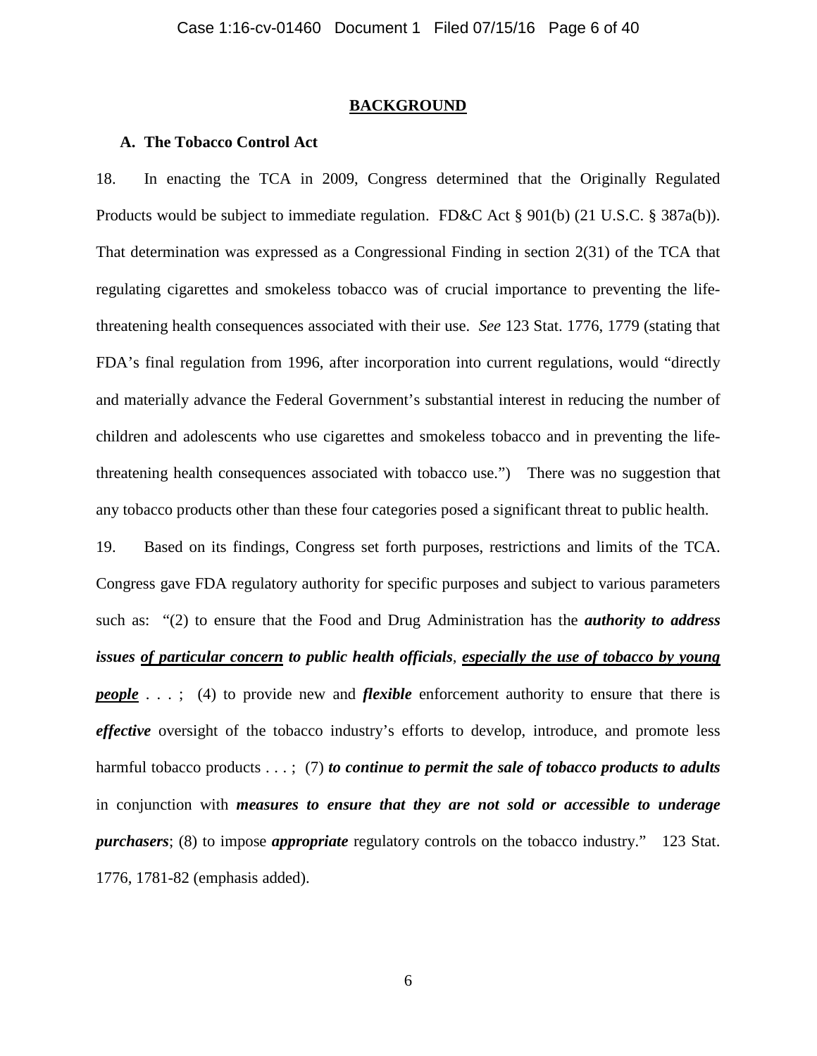## BACKGROUND

### A. The Tobacco Control Act

18. In enacting the TCA in 2009, Congress determined that the Originally Regulated Products would be subject to immediate regulation. FD&C Act § 901(b) (21 U.S.C. § 387a(b)). That determination was expressed as a Congressional Finding in section 2(31) of the TCA that regulating cigarettes and smokeless tobacco was of crucial importance to preventing the life-threatening health consequences associated with their use. *See* 123 Stat. 1776, 1779 (stating that FDA's final regulation from 1996, after incorporation into current regulations, would "directly and materially advance the Federal Government's substantial interest in reducing the number of children and adolescents who use cigarettes and smokeless tobacco and in preventing the life-threatening health consequences associated with tobacco use.") There was no suggestion that any tobacco products other than these four categories posed a significant threat to public health.

19. Based on its findings, Congress set forth purposes, restrictions and limits of the TCA. Congress gave FDA regulatory authority for specific purposes and subject to various parameters such as: "(2) to ensure that the Food and Drug Administration has the ***authority to address issues <u>of particular concern</u> to public health officials***, ***<u>especially the use of tobacco by young people</u>*** . . . ; (4) to provide new and ***flexible*** enforcement authority to ensure that there is ***effective*** oversight of the tobacco industry's efforts to develop, introduce, and promote less harmful tobacco products . . . ; (7) ***to continue to permit the sale of tobacco products to adults*** in conjunction with ***measures to ensure that they are not sold or accessible to underage purchasers***; (8) to impose ***appropriate*** regulatory controls on the tobacco industry." 123 Stat. 1776, 1781-82 (emphasis added).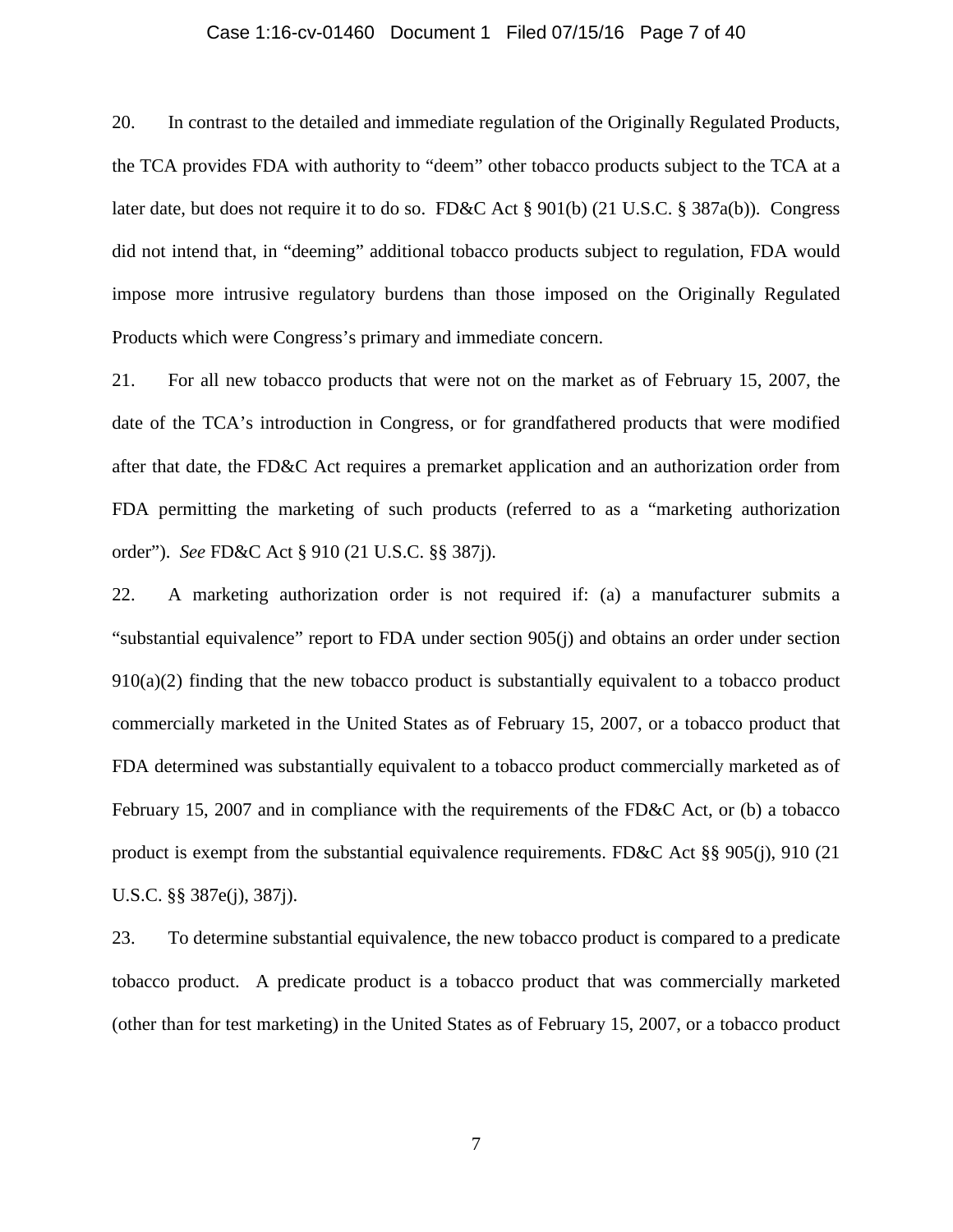20. In contrast to the detailed and immediate regulation of the Originally Regulated Products, the TCA provides FDA with authority to "deem" other tobacco products subject to the TCA at a later date, but does not require it to do so. FD&C Act § 901(b) (21 U.S.C. § 387a(b)). Congress did not intend that, in "deeming" additional tobacco products subject to regulation, FDA would impose more intrusive regulatory burdens than those imposed on the Originally Regulated Products which were Congress's primary and immediate concern.

21. For all new tobacco products that were not on the market as of February 15, 2007, the date of the TCA's introduction in Congress, or for grandfathered products that were modified after that date, the FD&C Act requires a premarket application and an authorization order from FDA permitting the marketing of such products (referred to as a "marketing authorization order"). *See* FD&C Act § 910 (21 U.S.C. §§ 387j).

22. A marketing authorization order is not required if: (a) a manufacturer submits a "substantial equivalence" report to FDA under section 905(j) and obtains an order under section 910(a)(2) finding that the new tobacco product is substantially equivalent to a tobacco product commercially marketed in the United States as of February 15, 2007, or a tobacco product that FDA determined was substantially equivalent to a tobacco product commercially marketed as of February 15, 2007 and in compliance with the requirements of the FD&C Act, or (b) a tobacco product is exempt from the substantial equivalence requirements. FD&C Act §§ 905(j), 910 (21 U.S.C. §§ 387e(j), 387j).

23. To determine substantial equivalence, the new tobacco product is compared to a predicate tobacco product. A predicate product is a tobacco product that was commercially marketed (other than for test marketing) in the United States as of February 15, 2007, or a tobacco product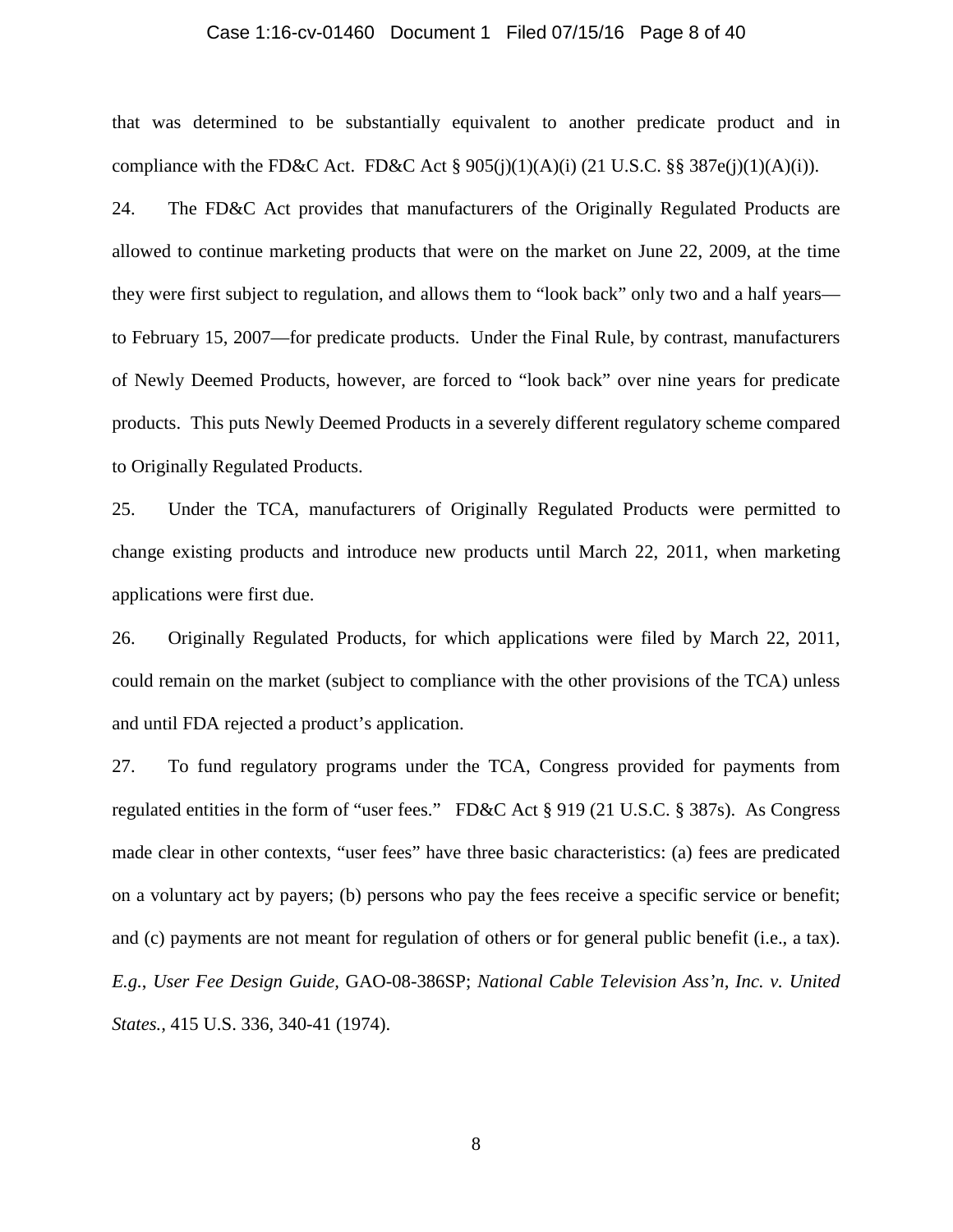that was determined to be substantially equivalent to another predicate product and in compliance with the FD&C Act. FD&C Act § 905(j)(1)(A)(i) (21 U.S.C. §§ 387e(j)(1)(A)(i)).

24. The FD&C Act provides that manufacturers of the Originally Regulated Products are allowed to continue marketing products that were on the market on June 22, 2009, at the time they were first subject to regulation, and allows them to "look back" only two and a half years—to February 15, 2007—for predicate products. Under the Final Rule, by contrast, manufacturers of Newly Deemed Products, however, are forced to "look back" over nine years for predicate products. This puts Newly Deemed Products in a severely different regulatory scheme compared to Originally Regulated Products.

25. Under the TCA, manufacturers of Originally Regulated Products were permitted to change existing products and introduce new products until March 22, 2011, when marketing applications were first due.

26. Originally Regulated Products, for which applications were filed by March 22, 2011, could remain on the market (subject to compliance with the other provisions of the TCA) unless and until FDA rejected a product's application.

27. To fund regulatory programs under the TCA, Congress provided for payments from regulated entities in the form of "user fees." FD&C Act § 919 (21 U.S.C. § 387s). As Congress made clear in other contexts, "user fees" have three basic characteristics: (a) fees are predicated on a voluntary act by payers; (b) persons who pay the fees receive a specific service or benefit; and (c) payments are not meant for regulation of others or for general public benefit (i.e., a tax). *E.g.*, *User Fee Design Guide*, GAO-08-386SP; *National Cable Television Ass'n, Inc. v. United States.*, 415 U.S. 336, 340-41 (1974).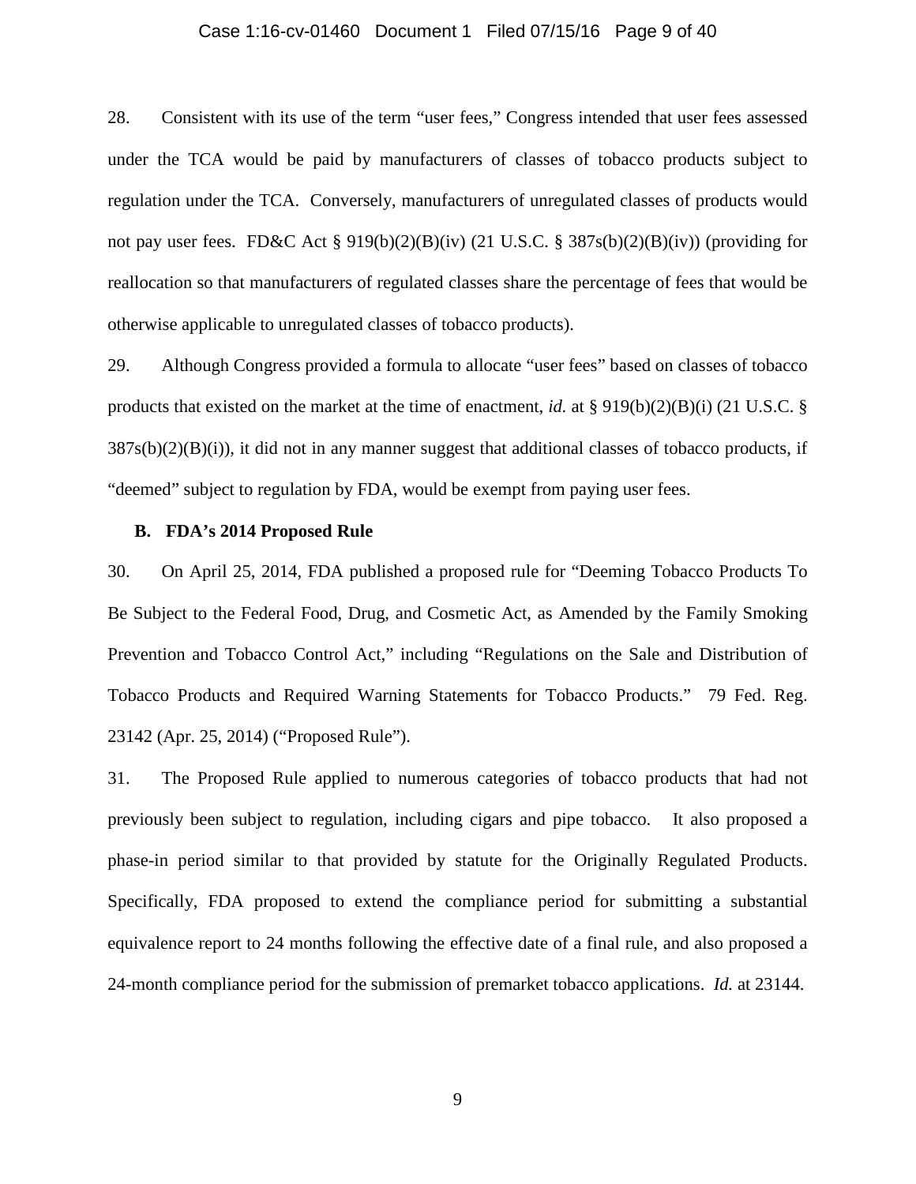28. Consistent with its use of the term "user fees," Congress intended that user fees assessed under the TCA would be paid by manufacturers of classes of tobacco products subject to regulation under the TCA. Conversely, manufacturers of unregulated classes of products would not pay user fees. FD&C Act § 919(b)(2)(B)(iv) (21 U.S.C. § 387s(b)(2)(B)(iv)) (providing for reallocation so that manufacturers of regulated classes share the percentage of fees that would be otherwise applicable to unregulated classes of tobacco products).

29. Although Congress provided a formula to allocate "user fees" based on classes of tobacco products that existed on the market at the time of enactment, *id.* at § 919(b)(2)(B)(i) (21 U.S.C. § 387s(b)(2)(B)(i)), it did not in any manner suggest that additional classes of tobacco products, if "deemed" subject to regulation by FDA, would be exempt from paying user fees.

### B. FDA's 2014 Proposed Rule

30. On April 25, 2014, FDA published a proposed rule for "Deeming Tobacco Products To Be Subject to the Federal Food, Drug, and Cosmetic Act, as Amended by the Family Smoking Prevention and Tobacco Control Act," including "Regulations on the Sale and Distribution of Tobacco Products and Required Warning Statements for Tobacco Products." 79 Fed. Reg. 23142 (Apr. 25, 2014) ("Proposed Rule").

31. The Proposed Rule applied to numerous categories of tobacco products that had not previously been subject to regulation, including cigars and pipe tobacco. It also proposed a phase-in period similar to that provided by statute for the Originally Regulated Products. Specifically, FDA proposed to extend the compliance period for submitting a substantial equivalence report to 24 months following the effective date of a final rule, and also proposed a 24-month compliance period for the submission of premarket tobacco applications. *Id.* at 23144.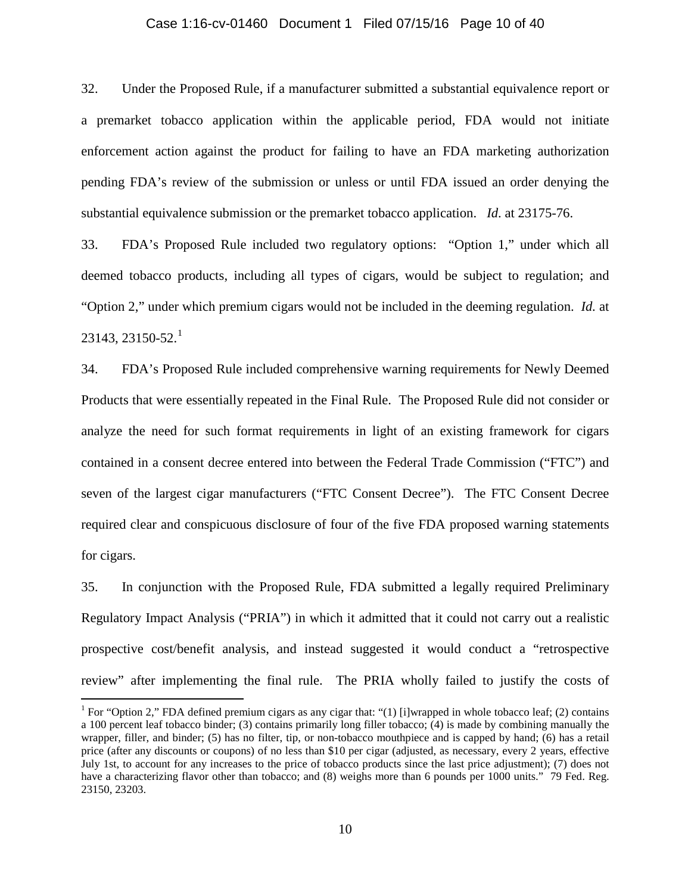32. Under the Proposed Rule, if a manufacturer submitted a substantial equivalence report or a premarket tobacco application within the applicable period, FDA would not initiate enforcement action against the product for failing to have an FDA marketing authorization pending FDA's review of the submission or unless or until FDA issued an order denying the substantial equivalence submission or the premarket tobacco application. *Id*. at 23175-76.

33. FDA's Proposed Rule included two regulatory options: "Option 1," under which all deemed tobacco products, including all types of cigars, would be subject to regulation; and "Option 2," under which premium cigars would not be included in the deeming regulation. *Id.* at 23143, 23150-52.[1]

34. FDA's Proposed Rule included comprehensive warning requirements for Newly Deemed Products that were essentially repeated in the Final Rule. The Proposed Rule did not consider or analyze the need for such format requirements in light of an existing framework for cigars contained in a consent decree entered into between the Federal Trade Commission ("FTC") and seven of the largest cigar manufacturers ("FTC Consent Decree"). The FTC Consent Decree required clear and conspicuous disclosure of four of the five FDA proposed warning statements for cigars.

35. In conjunction with the Proposed Rule, FDA submitted a legally required Preliminary Regulatory Impact Analysis ("PRIA") in which it admitted that it could not carry out a realistic prospective cost/benefit analysis, and instead suggested it would conduct a "retrospective review" after implementing the final rule. The PRIA wholly failed to justify the costs of

[1] For "Option 2," FDA defined premium cigars as any cigar that: "(1) [i]wrapped in whole tobacco leaf; (2) contains a 100 percent leaf tobacco binder; (3) contains primarily long filler tobacco; (4) is made by combining manually the wrapper, filler, and binder; (5) has no filter, tip, or non-tobacco mouthpiece and is capped by hand; (6) has a retail price (after any discounts or coupons) of no less than $10 per cigar (adjusted, as necessary, every 2 years, effective July 1st, to account for any increases to the price of tobacco products since the last price adjustment); (7) does not have a characterizing flavor other than tobacco; and (8) weighs more than 6 pounds per 1000 units." 79 Fed. Reg. 23150, 23203.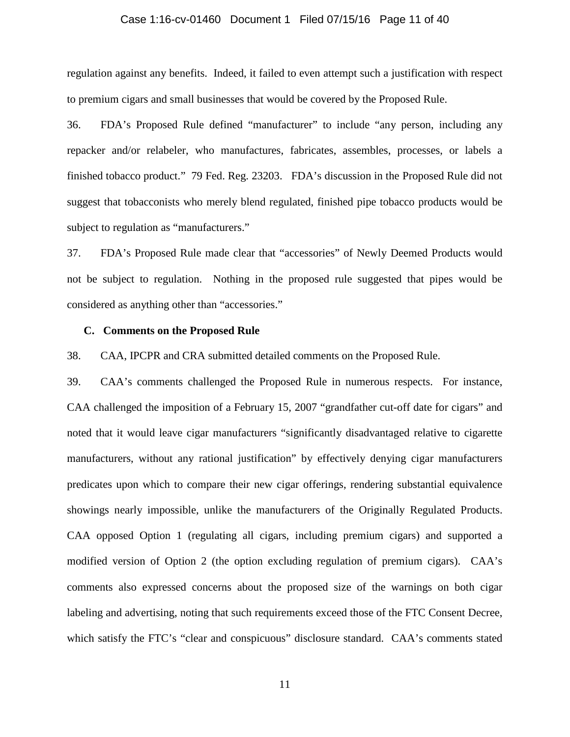regulation against any benefits. Indeed, it failed to even attempt such a justification with respect to premium cigars and small businesses that would be covered by the Proposed Rule.

36. FDA's Proposed Rule defined "manufacturer" to include "any person, including any repacker and/or relabeler, who manufactures, fabricates, assembles, processes, or labels a finished tobacco product." 79 Fed. Reg. 23203. FDA's discussion in the Proposed Rule did not suggest that tobacconists who merely blend regulated, finished pipe tobacco products would be subject to regulation as "manufacturers."

37. FDA's Proposed Rule made clear that "accessories" of Newly Deemed Products would not be subject to regulation. Nothing in the proposed rule suggested that pipes would be considered as anything other than "accessories."

### C. Comments on the Proposed Rule

38. CAA, IPCPR and CRA submitted detailed comments on the Proposed Rule.

39. CAA's comments challenged the Proposed Rule in numerous respects. For instance, CAA challenged the imposition of a February 15, 2007 "grandfather cut-off date for cigars" and noted that it would leave cigar manufacturers "significantly disadvantaged relative to cigarette manufacturers, without any rational justification" by effectively denying cigar manufacturers predicates upon which to compare their new cigar offerings, rendering substantial equivalence showings nearly impossible, unlike the manufacturers of the Originally Regulated Products. CAA opposed Option 1 (regulating all cigars, including premium cigars) and supported a modified version of Option 2 (the option excluding regulation of premium cigars). CAA's comments also expressed concerns about the proposed size of the warnings on both cigar labeling and advertising, noting that such requirements exceed those of the FTC Consent Decree, which satisfy the FTC's "clear and conspicuous" disclosure standard. CAA's comments stated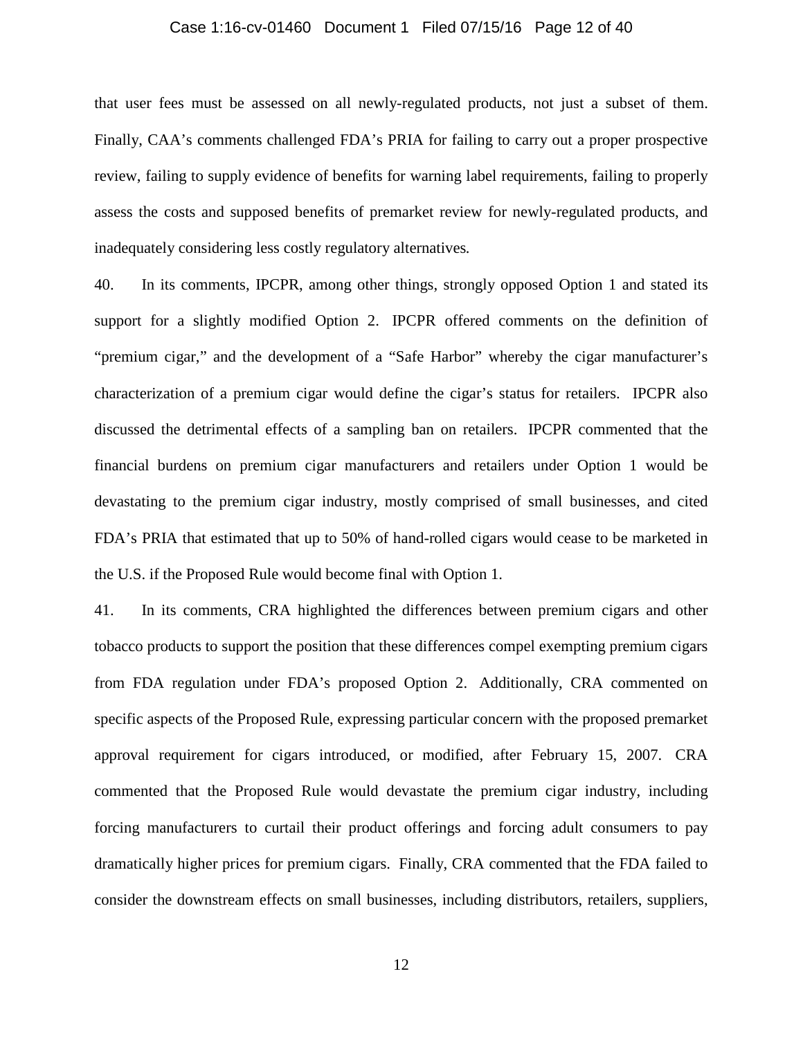that user fees must be assessed on all newly-regulated products, not just a subset of them. Finally, CAA's comments challenged FDA's PRIA for failing to carry out a proper prospective review, failing to supply evidence of benefits for warning label requirements, failing to properly assess the costs and supposed benefits of premarket review for newly-regulated products, and inadequately considering less costly regulatory alternatives.

40. In its comments, IPCPR, among other things, strongly opposed Option 1 and stated its support for a slightly modified Option 2. IPCPR offered comments on the definition of "premium cigar," and the development of a "Safe Harbor" whereby the cigar manufacturer's characterization of a premium cigar would define the cigar's status for retailers. IPCPR also discussed the detrimental effects of a sampling ban on retailers. IPCPR commented that the financial burdens on premium cigar manufacturers and retailers under Option 1 would be devastating to the premium cigar industry, mostly comprised of small businesses, and cited FDA's PRIA that estimated that up to 50% of hand-rolled cigars would cease to be marketed in the U.S. if the Proposed Rule would become final with Option 1.

41. In its comments, CRA highlighted the differences between premium cigars and other tobacco products to support the position that these differences compel exempting premium cigars from FDA regulation under FDA's proposed Option 2. Additionally, CRA commented on specific aspects of the Proposed Rule, expressing particular concern with the proposed premarket approval requirement for cigars introduced, or modified, after February 15, 2007. CRA commented that the Proposed Rule would devastate the premium cigar industry, including forcing manufacturers to curtail their product offerings and forcing adult consumers to pay dramatically higher prices for premium cigars. Finally, CRA commented that the FDA failed to consider the downstream effects on small businesses, including distributors, retailers, suppliers,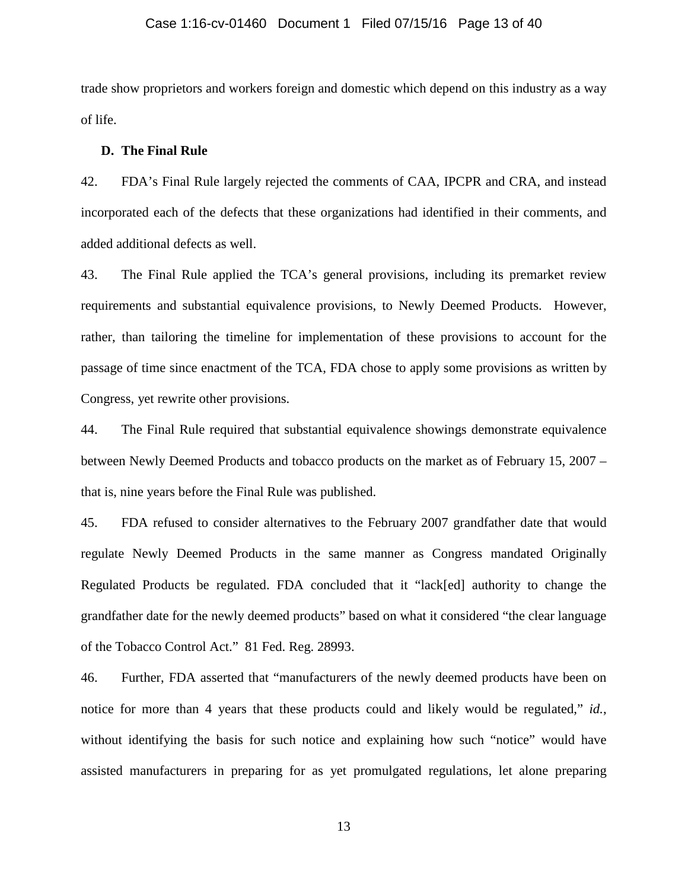trade show proprietors and workers foreign and domestic which depend on this industry as a way of life.

### D. The Final Rule

42. FDA's Final Rule largely rejected the comments of CAA, IPCPR and CRA, and instead incorporated each of the defects that these organizations had identified in their comments, and added additional defects as well.

43. The Final Rule applied the TCA's general provisions, including its premarket review requirements and substantial equivalence provisions, to Newly Deemed Products. However, rather, than tailoring the timeline for implementation of these provisions to account for the passage of time since enactment of the TCA, FDA chose to apply some provisions as written by Congress, yet rewrite other provisions.

44. The Final Rule required that substantial equivalence showings demonstrate equivalence between Newly Deemed Products and tobacco products on the market as of February 15, 2007 – that is, nine years before the Final Rule was published.

45. FDA refused to consider alternatives to the February 2007 grandfather date that would regulate Newly Deemed Products in the same manner as Congress mandated Originally Regulated Products be regulated. FDA concluded that it "lack[ed] authority to change the grandfather date for the newly deemed products" based on what it considered "the clear language of the Tobacco Control Act." 81 Fed. Reg. 28993.

46. Further, FDA asserted that "manufacturers of the newly deemed products have been on notice for more than 4 years that these products could and likely would be regulated," *id.*, without identifying the basis for such notice and explaining how such "notice" would have assisted manufacturers in preparing for as yet promulgated regulations, let alone preparing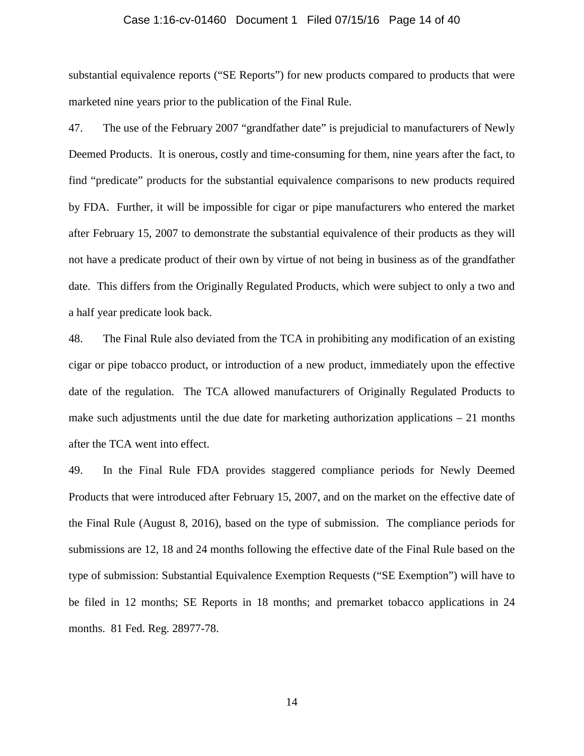substantial equivalence reports ("SE Reports") for new products compared to products that were marketed nine years prior to the publication of the Final Rule.

47. The use of the February 2007 "grandfather date" is prejudicial to manufacturers of Newly Deemed Products. It is onerous, costly and time-consuming for them, nine years after the fact, to find "predicate" products for the substantial equivalence comparisons to new products required by FDA. Further, it will be impossible for cigar or pipe manufacturers who entered the market after February 15, 2007 to demonstrate the substantial equivalence of their products as they will not have a predicate product of their own by virtue of not being in business as of the grandfather date. This differs from the Originally Regulated Products, which were subject to only a two and a half year predicate look back.

48. The Final Rule also deviated from the TCA in prohibiting any modification of an existing cigar or pipe tobacco product, or introduction of a new product, immediately upon the effective date of the regulation. The TCA allowed manufacturers of Originally Regulated Products to make such adjustments until the due date for marketing authorization applications – 21 months after the TCA went into effect.

49. In the Final Rule FDA provides staggered compliance periods for Newly Deemed Products that were introduced after February 15, 2007, and on the market on the effective date of the Final Rule (August 8, 2016), based on the type of submission. The compliance periods for submissions are 12, 18 and 24 months following the effective date of the Final Rule based on the type of submission: Substantial Equivalence Exemption Requests ("SE Exemption") will have to be filed in 12 months; SE Reports in 18 months; and premarket tobacco applications in 24 months. 81 Fed. Reg. 28977-78.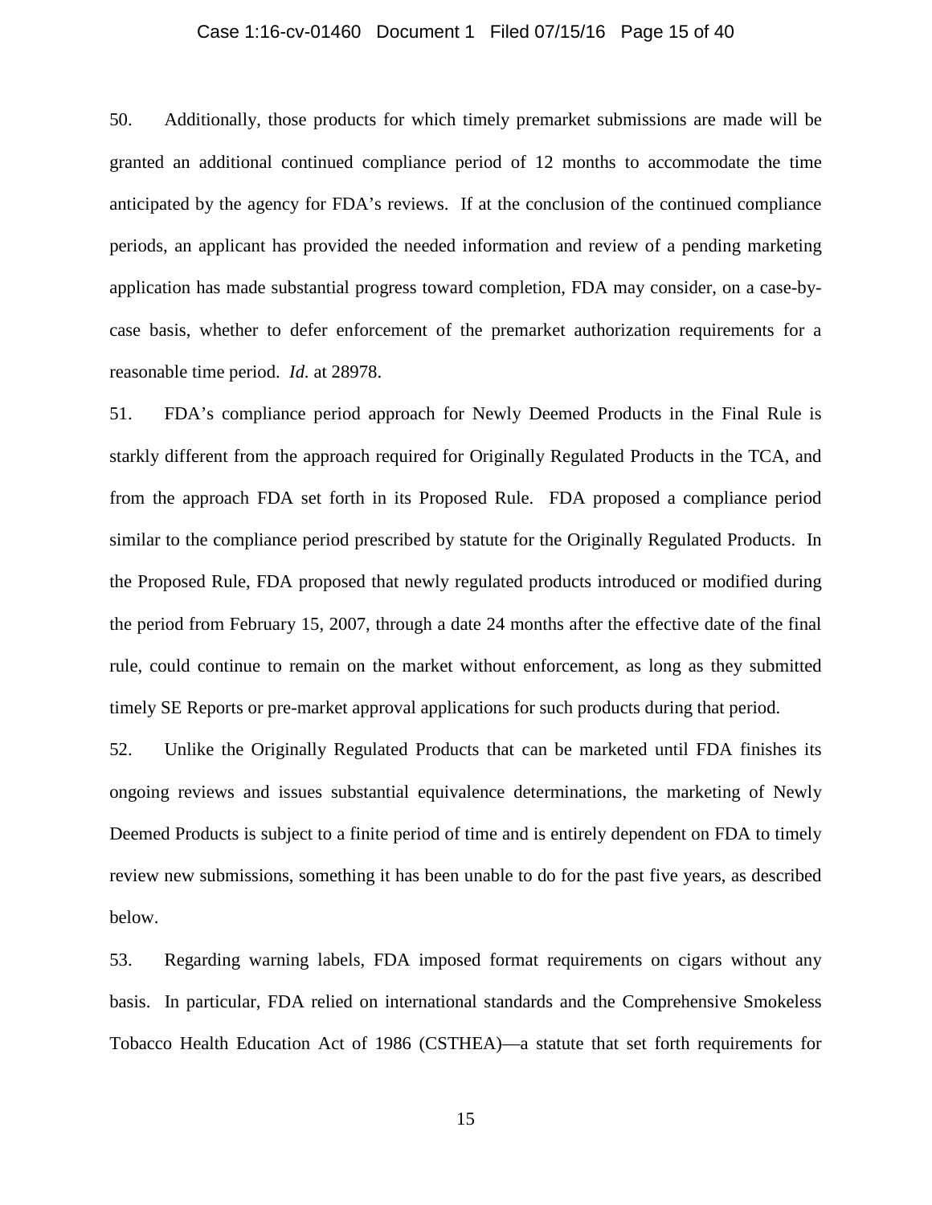50. Additionally, those products for which timely premarket submissions are made will be granted an additional continued compliance period of 12 months to accommodate the time anticipated by the agency for FDA's reviews. If at the conclusion of the continued compliance periods, an applicant has provided the needed information and review of a pending marketing application has made substantial progress toward completion, FDA may consider, on a case-by-case basis, whether to defer enforcement of the premarket authorization requirements for a reasonable time period. *Id.* at 28978.

51. FDA's compliance period approach for Newly Deemed Products in the Final Rule is starkly different from the approach required for Originally Regulated Products in the TCA, and from the approach FDA set forth in its Proposed Rule. FDA proposed a compliance period similar to the compliance period prescribed by statute for the Originally Regulated Products. In the Proposed Rule, FDA proposed that newly regulated products introduced or modified during the period from February 15, 2007, through a date 24 months after the effective date of the final rule, could continue to remain on the market without enforcement, as long as they submitted timely SE Reports or pre-market approval applications for such products during that period.

52. Unlike the Originally Regulated Products that can be marketed until FDA finishes its ongoing reviews and issues substantial equivalence determinations, the marketing of Newly Deemed Products is subject to a finite period of time and is entirely dependent on FDA to timely review new submissions, something it has been unable to do for the past five years, as described below.

53. Regarding warning labels, FDA imposed format requirements on cigars without any basis. In particular, FDA relied on international standards and the Comprehensive Smokeless Tobacco Health Education Act of 1986 (CSTHEA)—a statute that set forth requirements for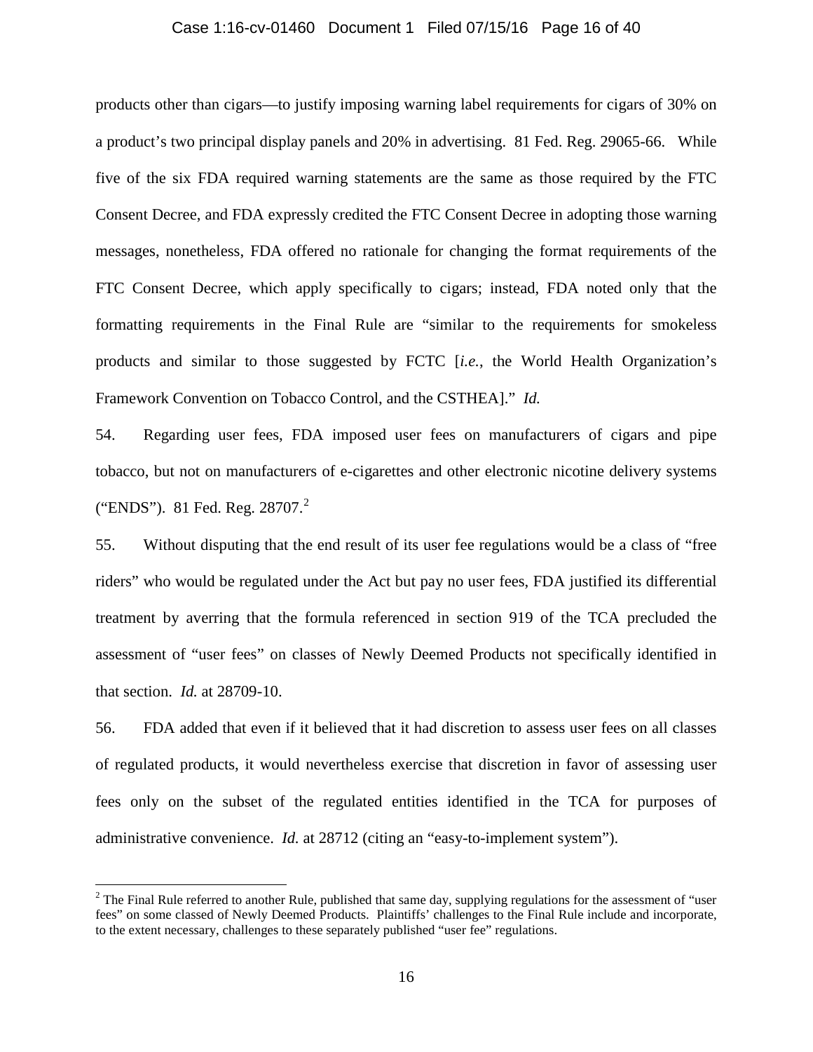products other than cigars—to justify imposing warning label requirements for cigars of 30% on a product's two principal display panels and 20% in advertising. 81 Fed. Reg. 29065-66. While five of the six FDA required warning statements are the same as those required by the FTC Consent Decree, and FDA expressly credited the FTC Consent Decree in adopting those warning messages, nonetheless, FDA offered no rationale for changing the format requirements of the FTC Consent Decree, which apply specifically to cigars; instead, FDA noted only that the formatting requirements in the Final Rule are "similar to the requirements for smokeless products and similar to those suggested by FCTC [*i.e.*, the World Health Organization's Framework Convention on Tobacco Control, and the CSTHEA]." *Id.*

54. Regarding user fees, FDA imposed user fees on manufacturers of cigars and pipe tobacco, but not on manufacturers of e-cigarettes and other electronic nicotine delivery systems ("ENDS"). 81 Fed. Reg. 28707.[2]

55. Without disputing that the end result of its user fee regulations would be a class of "free riders" who would be regulated under the Act but pay no user fees, FDA justified its differential treatment by averring that the formula referenced in section 919 of the TCA precluded the assessment of "user fees" on classes of Newly Deemed Products not specifically identified in that section. *Id.* at 28709-10.

56. FDA added that even if it believed that it had discretion to assess user fees on all classes of regulated products, it would nevertheless exercise that discretion in favor of assessing user fees only on the subset of the regulated entities identified in the TCA for purposes of administrative convenience. *Id.* at 28712 (citing an "easy-to-implement system").

[2] The Final Rule referred to another Rule, published that same day, supplying regulations for the assessment of "user fees" on some classed of Newly Deemed Products. Plaintiffs' challenges to the Final Rule include and incorporate, to the extent necessary, challenges to these separately published "user fee" regulations.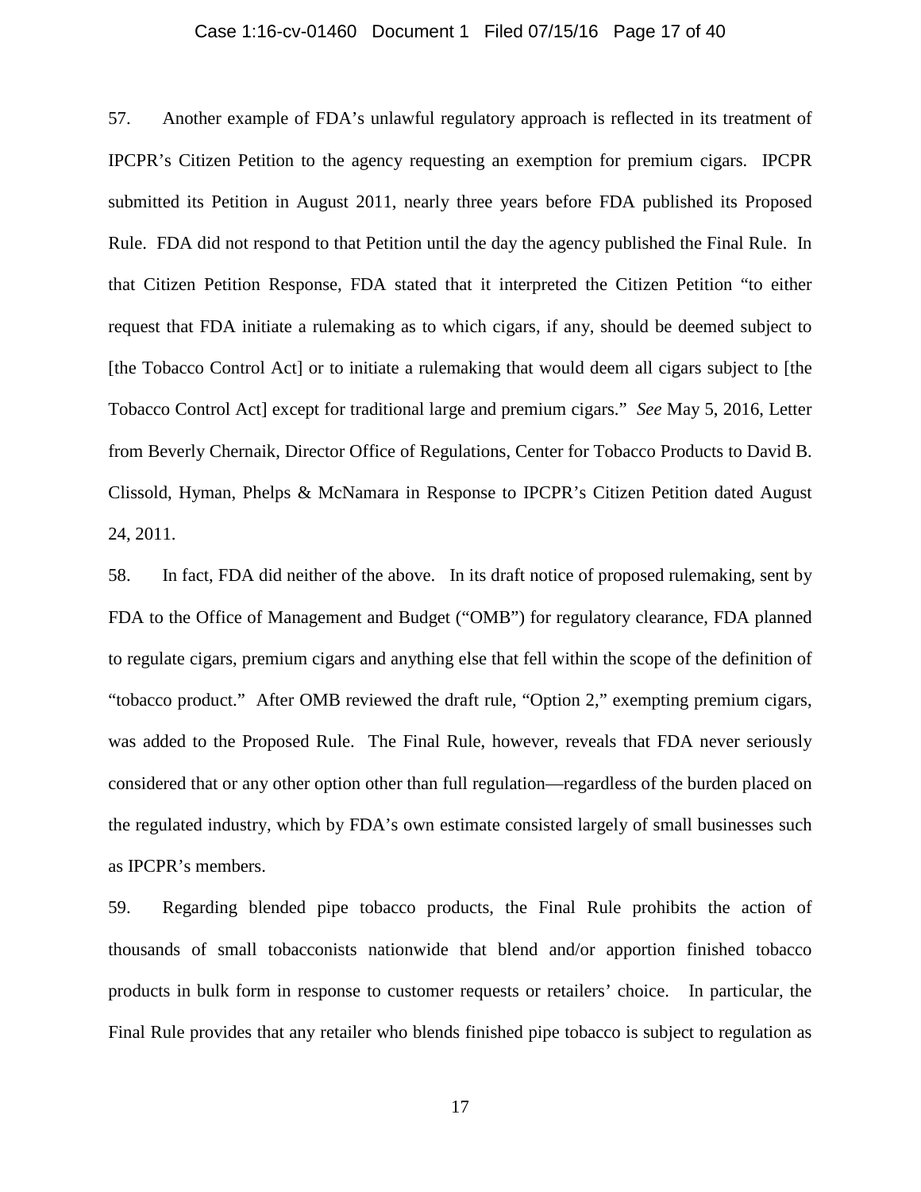57. Another example of FDA's unlawful regulatory approach is reflected in its treatment of IPCPR's Citizen Petition to the agency requesting an exemption for premium cigars. IPCPR submitted its Petition in August 2011, nearly three years before FDA published its Proposed Rule. FDA did not respond to that Petition until the day the agency published the Final Rule. In that Citizen Petition Response, FDA stated that it interpreted the Citizen Petition "to either request that FDA initiate a rulemaking as to which cigars, if any, should be deemed subject to [the Tobacco Control Act] or to initiate a rulemaking that would deem all cigars subject to [the Tobacco Control Act] except for traditional large and premium cigars." *See* May 5, 2016, Letter from Beverly Chernaik, Director Office of Regulations, Center for Tobacco Products to David B. Clissold, Hyman, Phelps & McNamara in Response to IPCPR's Citizen Petition dated August 24, 2011.

58. In fact, FDA did neither of the above. In its draft notice of proposed rulemaking, sent by FDA to the Office of Management and Budget ("OMB") for regulatory clearance, FDA planned to regulate cigars, premium cigars and anything else that fell within the scope of the definition of "tobacco product." After OMB reviewed the draft rule, "Option 2," exempting premium cigars, was added to the Proposed Rule. The Final Rule, however, reveals that FDA never seriously considered that or any other option other than full regulation—regardless of the burden placed on the regulated industry, which by FDA's own estimate consisted largely of small businesses such as IPCPR's members.

59. Regarding blended pipe tobacco products, the Final Rule prohibits the action of thousands of small tobacconists nationwide that blend and/or apportion finished tobacco products in bulk form in response to customer requests or retailers' choice. In particular, the Final Rule provides that any retailer who blends finished pipe tobacco is subject to regulation as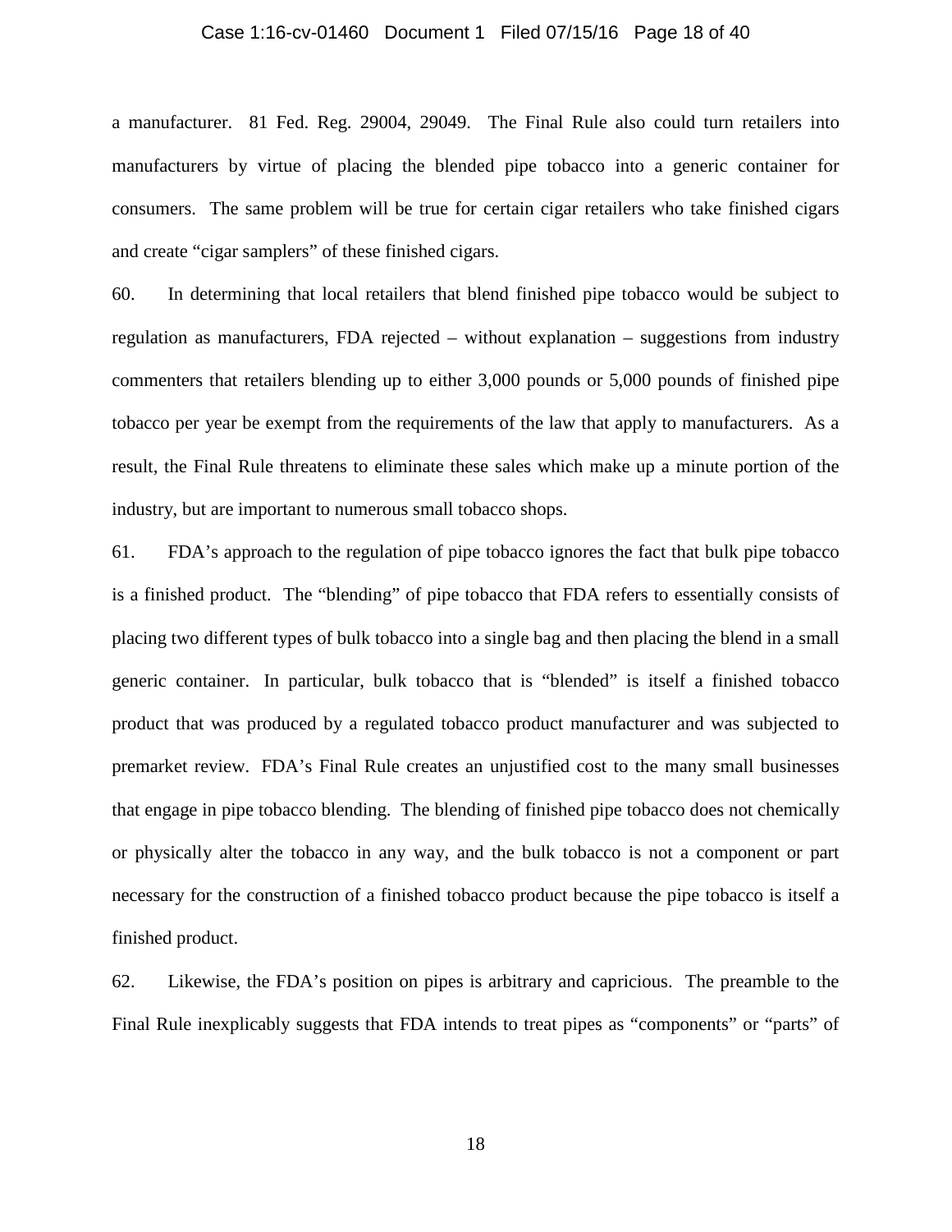a manufacturer. 81 Fed. Reg. 29004, 29049. The Final Rule also could turn retailers into manufacturers by virtue of placing the blended pipe tobacco into a generic container for consumers. The same problem will be true for certain cigar retailers who take finished cigars and create "cigar samplers" of these finished cigars.

60. In determining that local retailers that blend finished pipe tobacco would be subject to regulation as manufacturers, FDA rejected – without explanation – suggestions from industry commenters that retailers blending up to either 3,000 pounds or 5,000 pounds of finished pipe tobacco per year be exempt from the requirements of the law that apply to manufacturers. As a result, the Final Rule threatens to eliminate these sales which make up a minute portion of the industry, but are important to numerous small tobacco shops.

61. FDA's approach to the regulation of pipe tobacco ignores the fact that bulk pipe tobacco is a finished product. The "blending" of pipe tobacco that FDA refers to essentially consists of placing two different types of bulk tobacco into a single bag and then placing the blend in a small generic container. In particular, bulk tobacco that is "blended" is itself a finished tobacco product that was produced by a regulated tobacco product manufacturer and was subjected to premarket review. FDA's Final Rule creates an unjustified cost to the many small businesses that engage in pipe tobacco blending. The blending of finished pipe tobacco does not chemically or physically alter the tobacco in any way, and the bulk tobacco is not a component or part necessary for the construction of a finished tobacco product because the pipe tobacco is itself a finished product.

62. Likewise, the FDA's position on pipes is arbitrary and capricious. The preamble to the Final Rule inexplicably suggests that FDA intends to treat pipes as "components" or "parts" of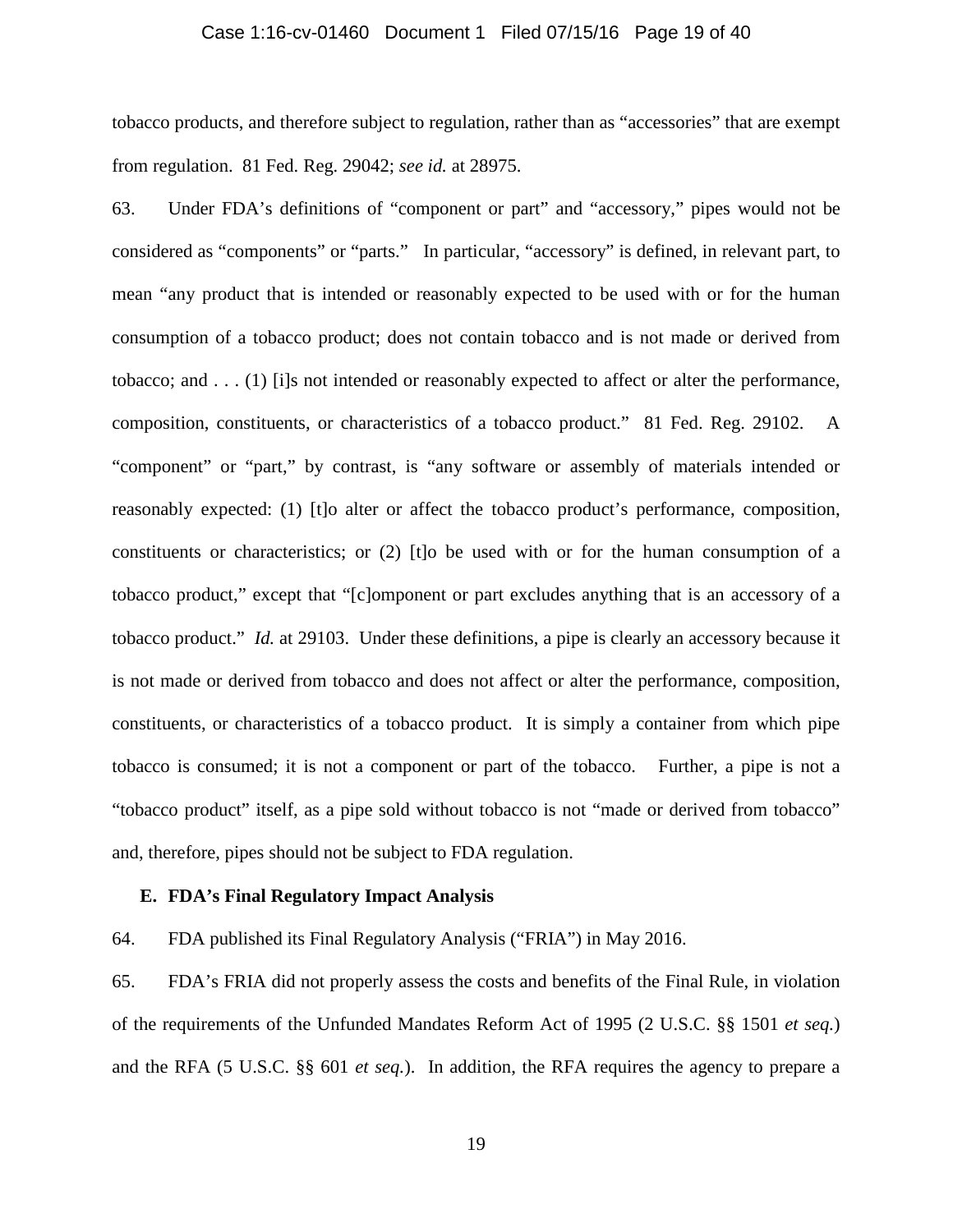tobacco products, and therefore subject to regulation, rather than as "accessories" that are exempt from regulation. 81 Fed. Reg. 29042; *see id.* at 28975.

63. Under FDA's definitions of "component or part" and "accessory," pipes would not be considered as "components" or "parts." In particular, "accessory" is defined, in relevant part, to mean "any product that is intended or reasonably expected to be used with or for the human consumption of a tobacco product; does not contain tobacco and is not made or derived from tobacco; and . . . (1) [i]s not intended or reasonably expected to affect or alter the performance, composition, constituents, or characteristics of a tobacco product." 81 Fed. Reg. 29102. A "component" or "part," by contrast, is "any software or assembly of materials intended or reasonably expected: (1) [t]o alter or affect the tobacco product's performance, composition, constituents or characteristics; or (2) [t]o be used with or for the human consumption of a tobacco product," except that "[c]omponent or part excludes anything that is an accessory of a tobacco product." *Id.* at 29103. Under these definitions, a pipe is clearly an accessory because it is not made or derived from tobacco and does not affect or alter the performance, composition, constituents, or characteristics of a tobacco product. It is simply a container from which pipe tobacco is consumed; it is not a component or part of the tobacco. Further, a pipe is not a "tobacco product" itself, as a pipe sold without tobacco is not "made or derived from tobacco" and, therefore, pipes should not be subject to FDA regulation.

### E. FDA's Final Regulatory Impact Analysis

64. FDA published its Final Regulatory Analysis ("FRIA") in May 2016.

65. FDA's FRIA did not properly assess the costs and benefits of the Final Rule, in violation of the requirements of the Unfunded Mandates Reform Act of 1995 (2 U.S.C. §§ 1501 *et seq.*) and the RFA (5 U.S.C. §§ 601 *et seq.*). In addition, the RFA requires the agency to prepare a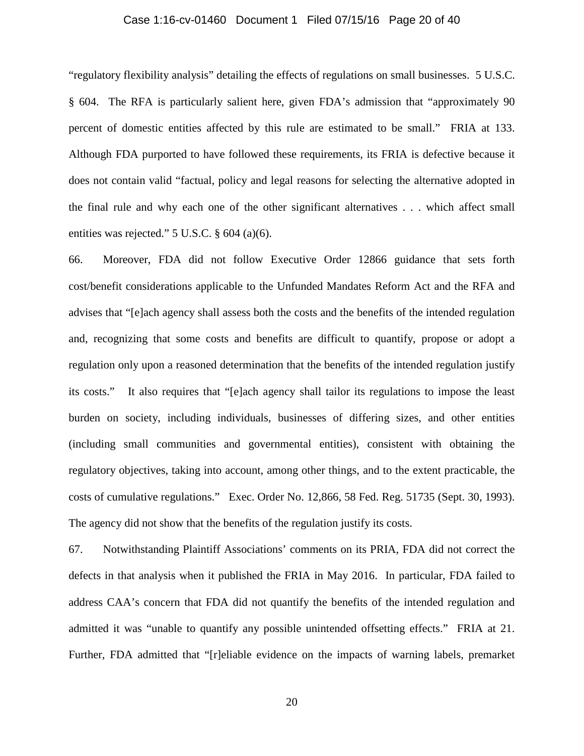"regulatory flexibility analysis" detailing the effects of regulations on small businesses. 5 U.S.C. § 604. The RFA is particularly salient here, given FDA's admission that "approximately 90 percent of domestic entities affected by this rule are estimated to be small." FRIA at 133. Although FDA purported to have followed these requirements, its FRIA is defective because it does not contain valid "factual, policy and legal reasons for selecting the alternative adopted in the final rule and why each one of the other significant alternatives . . . which affect small entities was rejected." 5 U.S.C. § 604 (a)(6).

66. Moreover, FDA did not follow Executive Order 12866 guidance that sets forth cost/benefit considerations applicable to the Unfunded Mandates Reform Act and the RFA and advises that "[e]ach agency shall assess both the costs and the benefits of the intended regulation and, recognizing that some costs and benefits are difficult to quantify, propose or adopt a regulation only upon a reasoned determination that the benefits of the intended regulation justify its costs." It also requires that "[e]ach agency shall tailor its regulations to impose the least burden on society, including individuals, businesses of differing sizes, and other entities (including small communities and governmental entities), consistent with obtaining the regulatory objectives, taking into account, among other things, and to the extent practicable, the costs of cumulative regulations." Exec. Order No. 12,866, 58 Fed. Reg. 51735 (Sept. 30, 1993). The agency did not show that the benefits of the regulation justify its costs.

67. Notwithstanding Plaintiff Associations' comments on its PRIA, FDA did not correct the defects in that analysis when it published the FRIA in May 2016. In particular, FDA failed to address CAA's concern that FDA did not quantify the benefits of the intended regulation and admitted it was "unable to quantify any possible unintended offsetting effects." FRIA at 21. Further, FDA admitted that "[r]eliable evidence on the impacts of warning labels, premarket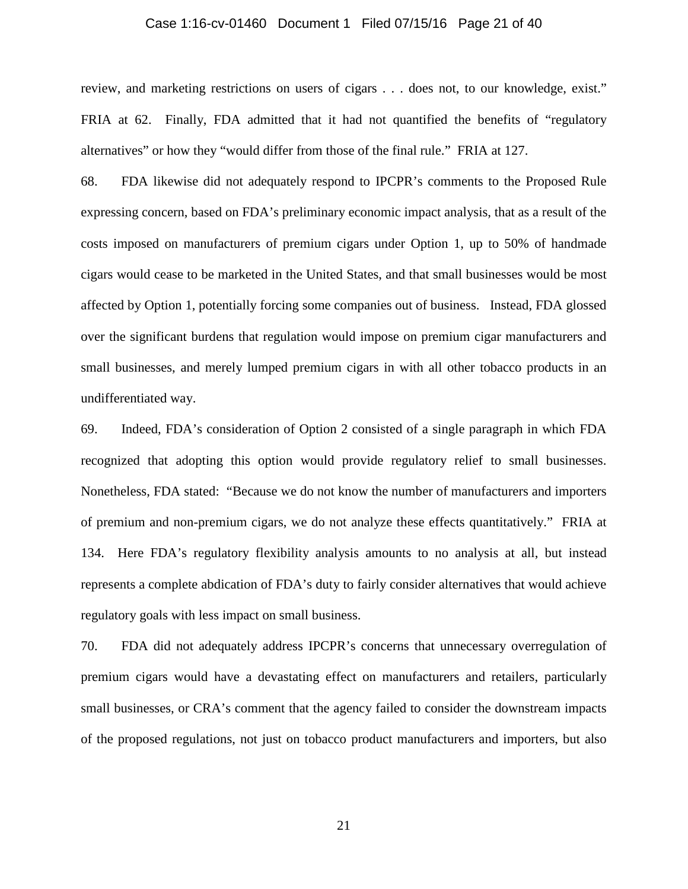review, and marketing restrictions on users of cigars . . . does not, to our knowledge, exist." FRIA at 62. Finally, FDA admitted that it had not quantified the benefits of "regulatory alternatives" or how they "would differ from those of the final rule." FRIA at 127.

68. FDA likewise did not adequately respond to IPCPR's comments to the Proposed Rule expressing concern, based on FDA's preliminary economic impact analysis, that as a result of the costs imposed on manufacturers of premium cigars under Option 1, up to 50% of handmade cigars would cease to be marketed in the United States, and that small businesses would be most affected by Option 1, potentially forcing some companies out of business. Instead, FDA glossed over the significant burdens that regulation would impose on premium cigar manufacturers and small businesses, and merely lumped premium cigars in with all other tobacco products in an undifferentiated way.

69. Indeed, FDA's consideration of Option 2 consisted of a single paragraph in which FDA recognized that adopting this option would provide regulatory relief to small businesses. Nonetheless, FDA stated: "Because we do not know the number of manufacturers and importers of premium and non-premium cigars, we do not analyze these effects quantitatively." FRIA at 134. Here FDA's regulatory flexibility analysis amounts to no analysis at all, but instead represents a complete abdication of FDA's duty to fairly consider alternatives that would achieve regulatory goals with less impact on small business.

70. FDA did not adequately address IPCPR's concerns that unnecessary overregulation of premium cigars would have a devastating effect on manufacturers and retailers, particularly small businesses, or CRA's comment that the agency failed to consider the downstream impacts of the proposed regulations, not just on tobacco product manufacturers and importers, but also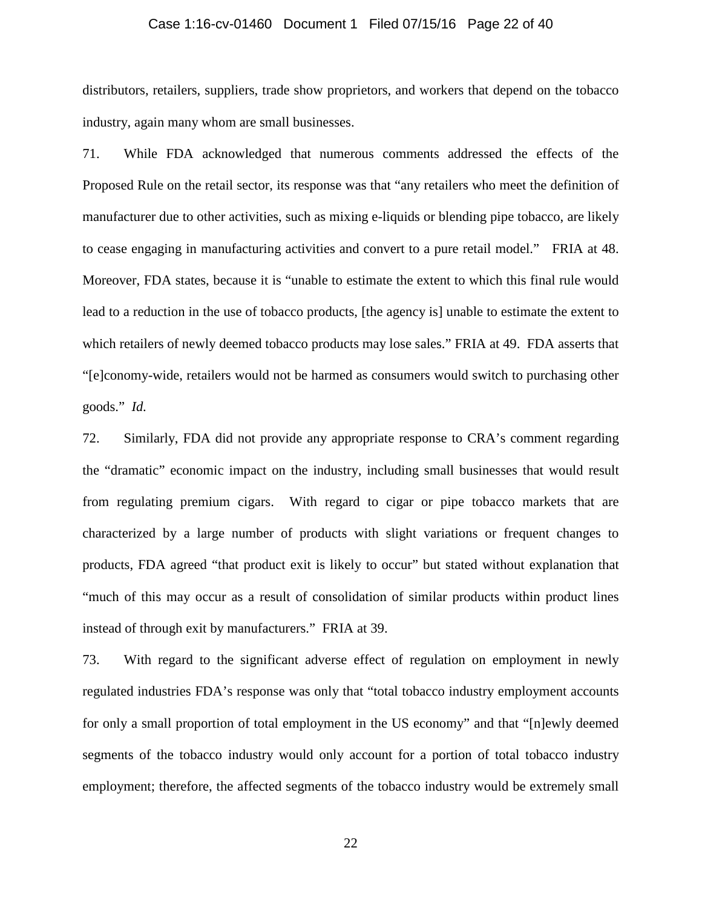distributors, retailers, suppliers, trade show proprietors, and workers that depend on the tobacco industry, again many whom are small businesses.

71. While FDA acknowledged that numerous comments addressed the effects of the Proposed Rule on the retail sector, its response was that "any retailers who meet the definition of manufacturer due to other activities, such as mixing e-liquids or blending pipe tobacco, are likely to cease engaging in manufacturing activities and convert to a pure retail model." FRIA at 48. Moreover, FDA states, because it is "unable to estimate the extent to which this final rule would lead to a reduction in the use of tobacco products, [the agency is] unable to estimate the extent to which retailers of newly deemed tobacco products may lose sales." FRIA at 49. FDA asserts that "[e]conomy-wide, retailers would not be harmed as consumers would switch to purchasing other goods." *Id.*

72. Similarly, FDA did not provide any appropriate response to CRA's comment regarding the "dramatic" economic impact on the industry, including small businesses that would result from regulating premium cigars. With regard to cigar or pipe tobacco markets that are characterized by a large number of products with slight variations or frequent changes to products, FDA agreed "that product exit is likely to occur" but stated without explanation that "much of this may occur as a result of consolidation of similar products within product lines instead of through exit by manufacturers." FRIA at 39.

73. With regard to the significant adverse effect of regulation on employment in newly regulated industries FDA's response was only that "total tobacco industry employment accounts for only a small proportion of total employment in the US economy" and that "[n]ewly deemed segments of the tobacco industry would only account for a portion of total tobacco industry employment; therefore, the affected segments of the tobacco industry would be extremely small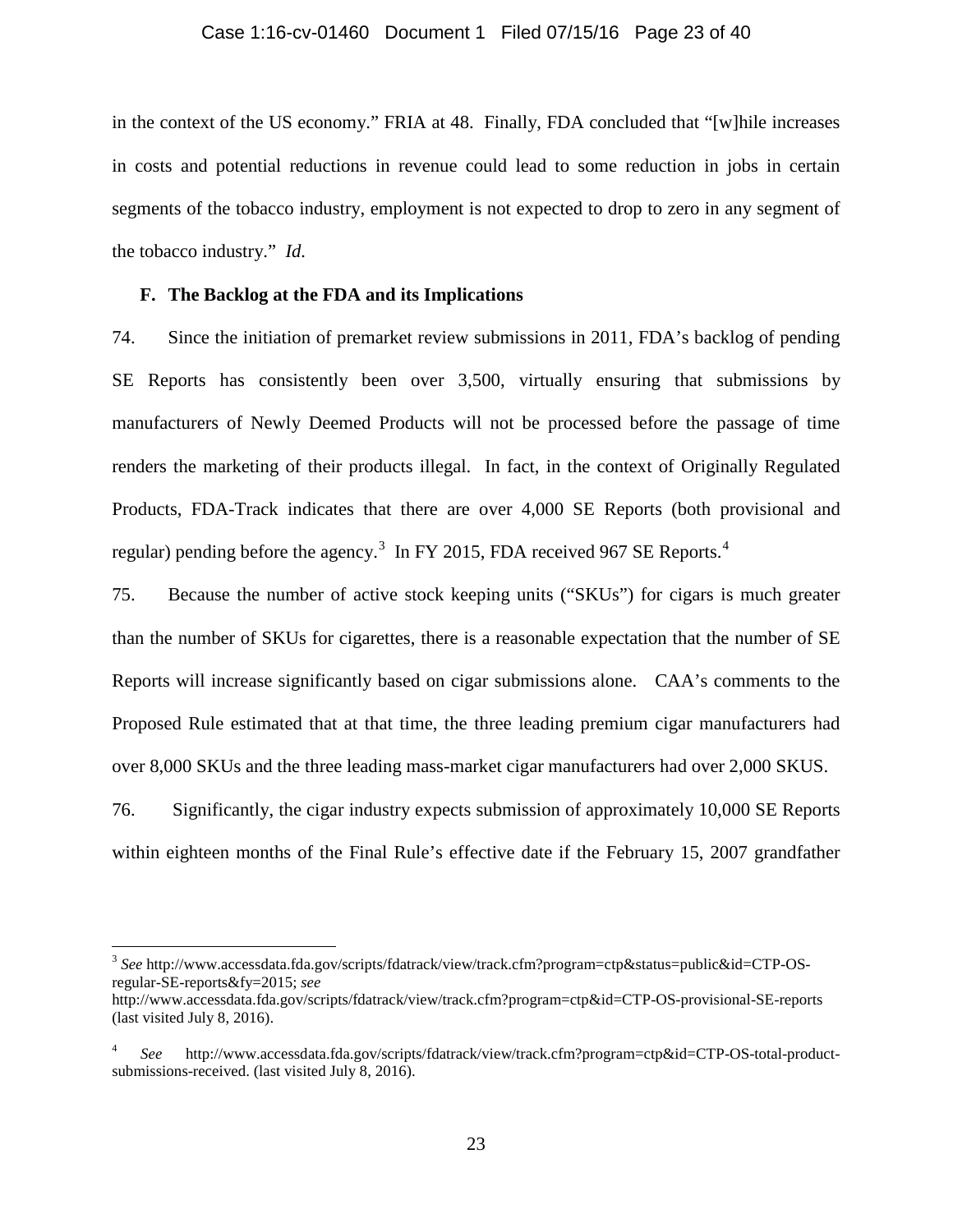in the context of the US economy." FRIA at 48. Finally, FDA concluded that "[w]hile increases in costs and potential reductions in revenue could lead to some reduction in jobs in certain segments of the tobacco industry, employment is not expected to drop to zero in any segment of the tobacco industry." *Id*.

### F. The Backlog at the FDA and its Implications

74. Since the initiation of premarket review submissions in 2011, FDA's backlog of pending SE Reports has consistently been over 3,500, virtually ensuring that submissions by manufacturers of Newly Deemed Products will not be processed before the passage of time renders the marketing of their products illegal. In fact, in the context of Originally Regulated Products, FDA-Track indicates that there are over 4,000 SE Reports (both provisional and regular) pending before the agency.[3] In FY 2015, FDA received 967 SE Reports.[4]

75. Because the number of active stock keeping units ("SKUs") for cigars is much greater than the number of SKUs for cigarettes, there is a reasonable expectation that the number of SE Reports will increase significantly based on cigar submissions alone. CAA's comments to the Proposed Rule estimated that at that time, the three leading premium cigar manufacturers had over 8,000 SKUs and the three leading mass-market cigar manufacturers had over 2,000 SKUS.

76. Significantly, the cigar industry expects submission of approximately 10,000 SE Reports within eighteen months of the Final Rule's effective date if the February 15, 2007 grandfather

---

[3] *See* http://www.accessdata.fda.gov/scripts/fdatrack/view/track.cfm?program=ctp&status=public&id=CTP-OS-regular-SE-reports&fy=2015; *see* http://www.accessdata.fda.gov/scripts/fdatrack/view/track.cfm?program=ctp&id=CTP-OS-provisional-SE-reports (last visited July 8, 2016).

[4] *See* http://www.accessdata.fda.gov/scripts/fdatrack/view/track.cfm?program=ctp&id=CTP-OS-total-product-submissions-received. (last visited July 8, 2016).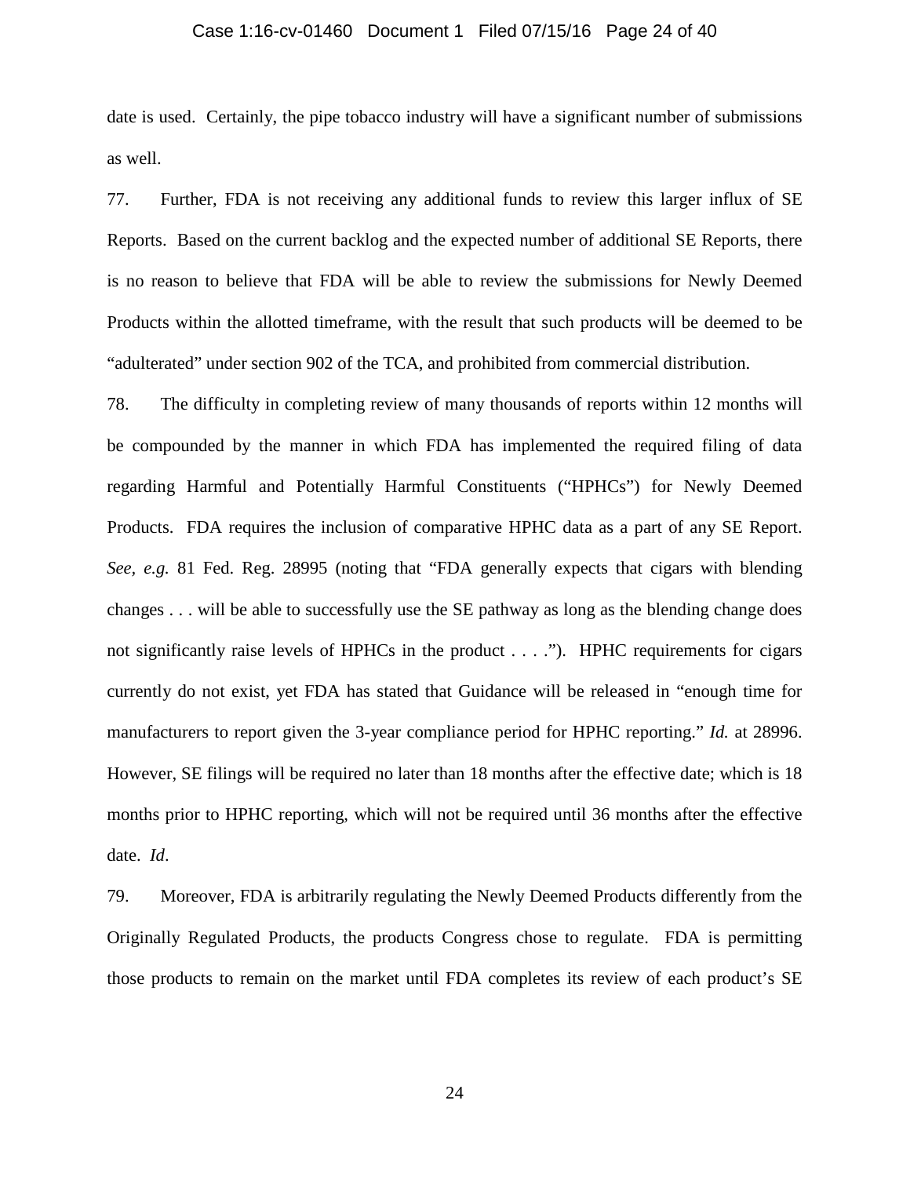date is used. Certainly, the pipe tobacco industry will have a significant number of submissions as well.

77. Further, FDA is not receiving any additional funds to review this larger influx of SE Reports. Based on the current backlog and the expected number of additional SE Reports, there is no reason to believe that FDA will be able to review the submissions for Newly Deemed Products within the allotted timeframe, with the result that such products will be deemed to be "adulterated" under section 902 of the TCA, and prohibited from commercial distribution.

78. The difficulty in completing review of many thousands of reports within 12 months will be compounded by the manner in which FDA has implemented the required filing of data regarding Harmful and Potentially Harmful Constituents ("HPHCs") for Newly Deemed Products. FDA requires the inclusion of comparative HPHC data as a part of any SE Report. *See, e.g.* 81 Fed. Reg. 28995 (noting that "FDA generally expects that cigars with blending changes . . . will be able to successfully use the SE pathway as long as the blending change does not significantly raise levels of HPHCs in the product . . . ."). HPHC requirements for cigars currently do not exist, yet FDA has stated that Guidance will be released in "enough time for manufacturers to report given the 3-year compliance period for HPHC reporting." *Id.* at 28996. However, SE filings will be required no later than 18 months after the effective date; which is 18 months prior to HPHC reporting, which will not be required until 36 months after the effective date. *Id*.

79. Moreover, FDA is arbitrarily regulating the Newly Deemed Products differently from the Originally Regulated Products, the products Congress chose to regulate. FDA is permitting those products to remain on the market until FDA completes its review of each product's SE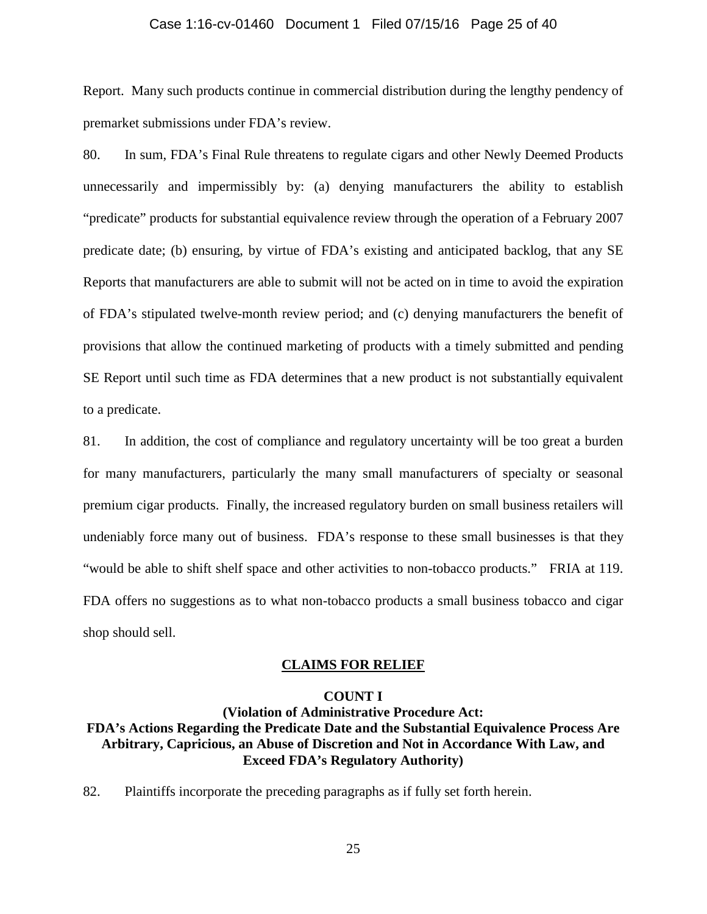Report. Many such products continue in commercial distribution during the lengthy pendency of premarket submissions under FDA's review.

80. In sum, FDA's Final Rule threatens to regulate cigars and other Newly Deemed Products unnecessarily and impermissibly by: (a) denying manufacturers the ability to establish "predicate" products for substantial equivalence review through the operation of a February 2007 predicate date; (b) ensuring, by virtue of FDA's existing and anticipated backlog, that any SE Reports that manufacturers are able to submit will not be acted on in time to avoid the expiration of FDA's stipulated twelve-month review period; and (c) denying manufacturers the benefit of provisions that allow the continued marketing of products with a timely submitted and pending SE Report until such time as FDA determines that a new product is not substantially equivalent to a predicate.

81. In addition, the cost of compliance and regulatory uncertainty will be too great a burden for many manufacturers, particularly the many small manufacturers of specialty or seasonal premium cigar products. Finally, the increased regulatory burden on small business retailers will undeniably force many out of business. FDA's response to these small businesses is that they "would be able to shift shelf space and other activities to non-tobacco products." FRIA at 119. FDA offers no suggestions as to what non-tobacco products a small business tobacco and cigar shop should sell.

## CLAIMS FOR RELIEF

### COUNT I

### (Violation of Administrative Procedure Act: FDA's Actions Regarding the Predicate Date and the Substantial Equivalence Process Are Arbitrary, Capricious, an Abuse of Discretion and Not in Accordance With Law, and Exceed FDA's Regulatory Authority)

82. Plaintiffs incorporate the preceding paragraphs as if fully set forth herein.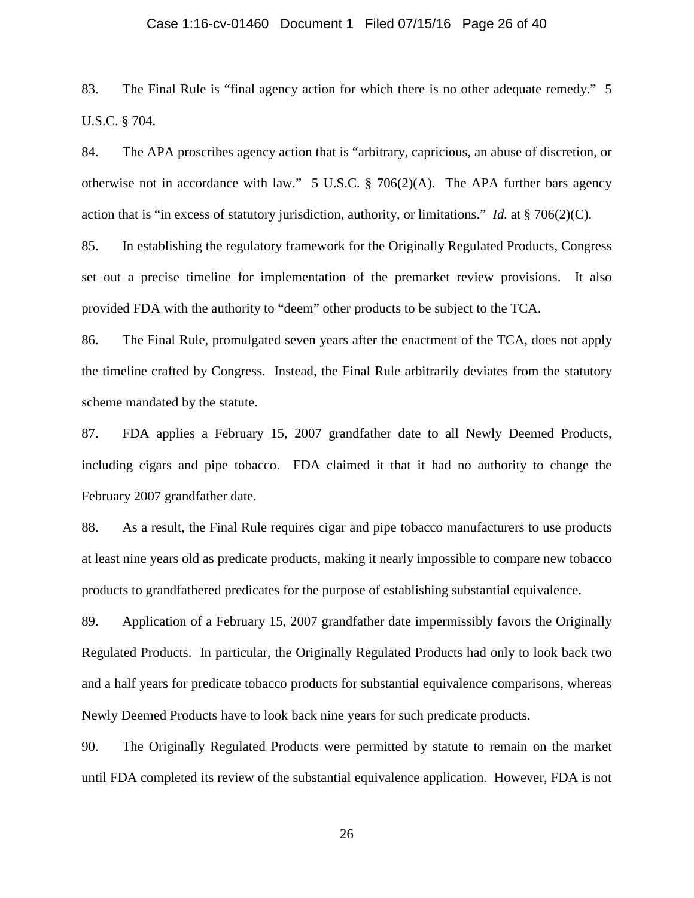83. The Final Rule is "final agency action for which there is no other adequate remedy." 5 U.S.C. § 704.

84. The APA proscribes agency action that is "arbitrary, capricious, an abuse of discretion, or otherwise not in accordance with law." 5 U.S.C. § 706(2)(A). The APA further bars agency action that is "in excess of statutory jurisdiction, authority, or limitations." *Id.* at § 706(2)(C).

85. In establishing the regulatory framework for the Originally Regulated Products, Congress set out a precise timeline for implementation of the premarket review provisions. It also provided FDA with the authority to "deem" other products to be subject to the TCA.

86. The Final Rule, promulgated seven years after the enactment of the TCA, does not apply the timeline crafted by Congress. Instead, the Final Rule arbitrarily deviates from the statutory scheme mandated by the statute.

87. FDA applies a February 15, 2007 grandfather date to all Newly Deemed Products, including cigars and pipe tobacco. FDA claimed it that it had no authority to change the February 2007 grandfather date.

88. As a result, the Final Rule requires cigar and pipe tobacco manufacturers to use products at least nine years old as predicate products, making it nearly impossible to compare new tobacco products to grandfathered predicates for the purpose of establishing substantial equivalence.

89. Application of a February 15, 2007 grandfather date impermissibly favors the Originally Regulated Products. In particular, the Originally Regulated Products had only to look back two and a half years for predicate tobacco products for substantial equivalence comparisons, whereas Newly Deemed Products have to look back nine years for such predicate products.

90. The Originally Regulated Products were permitted by statute to remain on the market until FDA completed its review of the substantial equivalence application. However, FDA is not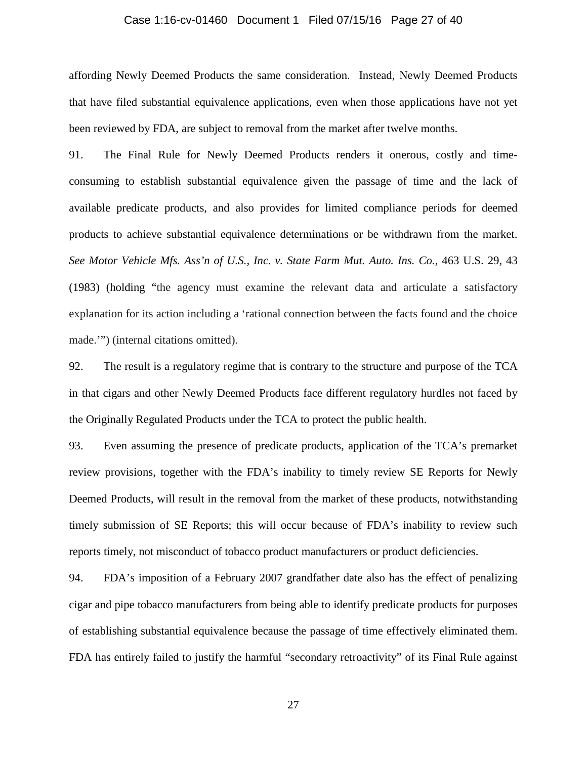affording Newly Deemed Products the same consideration. Instead, Newly Deemed Products that have filed substantial equivalence applications, even when those applications have not yet been reviewed by FDA, are subject to removal from the market after twelve months.

91. The Final Rule for Newly Deemed Products renders it onerous, costly and time-consuming to establish substantial equivalence given the passage of time and the lack of available predicate products, and also provides for limited compliance periods for deemed products to achieve substantial equivalence determinations or be withdrawn from the market. *See Motor Vehicle Mfs. Ass'n of U.S., Inc. v. State Farm Mut. Auto. Ins. Co.*, 463 U.S. 29, 43 (1983) (holding "the agency must examine the relevant data and articulate a satisfactory explanation for its action including a 'rational connection between the facts found and the choice made.'") (internal citations omitted).

92. The result is a regulatory regime that is contrary to the structure and purpose of the TCA in that cigars and other Newly Deemed Products face different regulatory hurdles not faced by the Originally Regulated Products under the TCA to protect the public health.

93. Even assuming the presence of predicate products, application of the TCA's premarket review provisions, together with the FDA's inability to timely review SE Reports for Newly Deemed Products, will result in the removal from the market of these products, notwithstanding timely submission of SE Reports; this will occur because of FDA's inability to review such reports timely, not misconduct of tobacco product manufacturers or product deficiencies.

94. FDA's imposition of a February 2007 grandfather date also has the effect of penalizing cigar and pipe tobacco manufacturers from being able to identify predicate products for purposes of establishing substantial equivalence because the passage of time effectively eliminated them. FDA has entirely failed to justify the harmful "secondary retroactivity" of its Final Rule against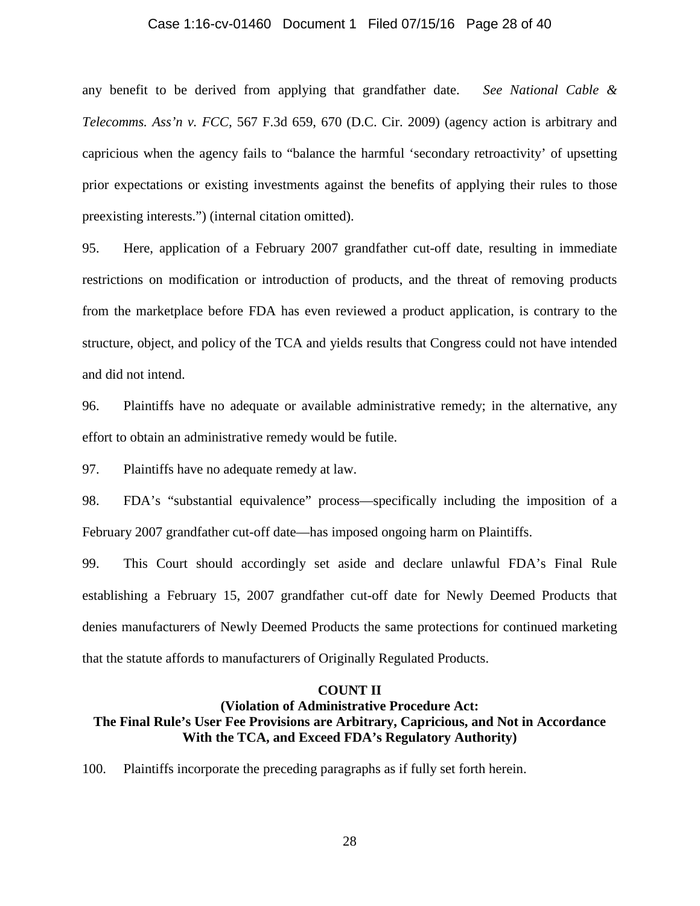any benefit to be derived from applying that grandfather date. *See National Cable & Telecomms. Ass'n v. FCC*, 567 F.3d 659, 670 (D.C. Cir. 2009) (agency action is arbitrary and capricious when the agency fails to "balance the harmful 'secondary retroactivity' of upsetting prior expectations or existing investments against the benefits of applying their rules to those preexisting interests.") (internal citation omitted).

95. Here, application of a February 2007 grandfather cut-off date, resulting in immediate restrictions on modification or introduction of products, and the threat of removing products from the marketplace before FDA has even reviewed a product application, is contrary to the structure, object, and policy of the TCA and yields results that Congress could not have intended and did not intend.

96. Plaintiffs have no adequate or available administrative remedy; in the alternative, any effort to obtain an administrative remedy would be futile.

97. Plaintiffs have no adequate remedy at law.

98. FDA's "substantial equivalence" process—specifically including the imposition of a February 2007 grandfather cut-off date—has imposed ongoing harm on Plaintiffs.

99. This Court should accordingly set aside and declare unlawful FDA's Final Rule establishing a February 15, 2007 grandfather cut-off date for Newly Deemed Products that denies manufacturers of Newly Deemed Products the same protections for continued marketing that the statute affords to manufacturers of Originally Regulated Products.

**COUNT II**
**(Violation of Administrative Procedure Act: The Final Rule's User Fee Provisions are Arbitrary, Capricious, and Not in Accordance With the TCA, and Exceed FDA's Regulatory Authority)**

100. Plaintiffs incorporate the preceding paragraphs as if fully set forth herein.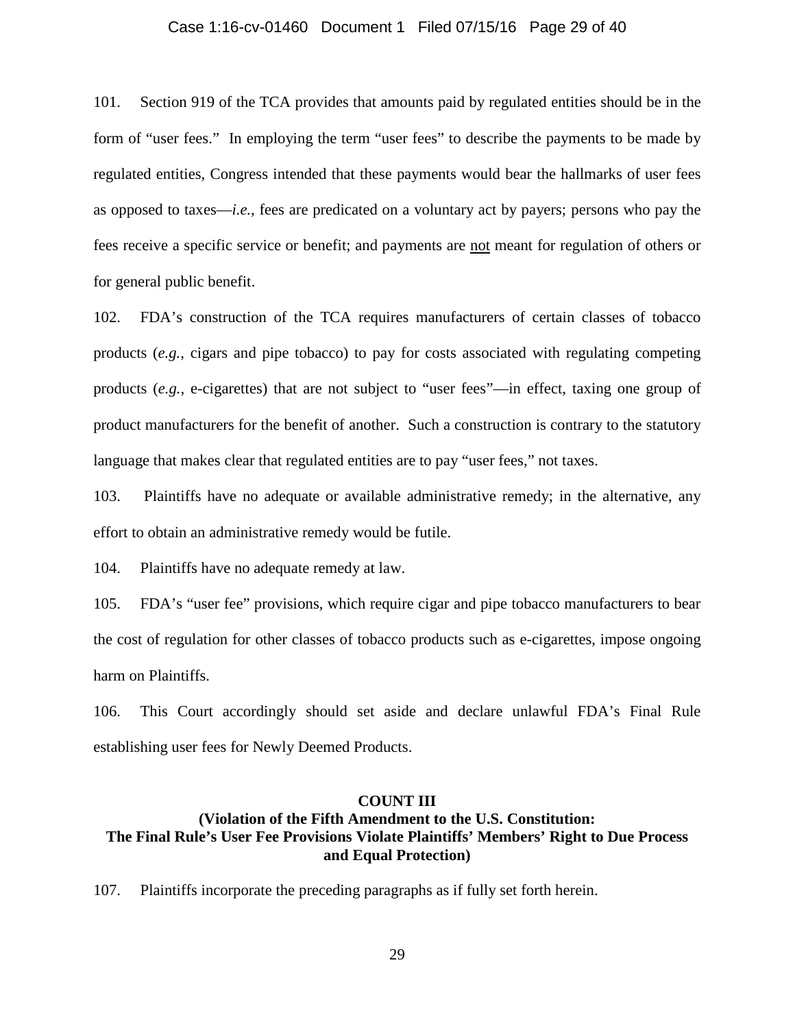101. Section 919 of the TCA provides that amounts paid by regulated entities should be in the form of "user fees." In employing the term "user fees" to describe the payments to be made by regulated entities, Congress intended that these payments would bear the hallmarks of user fees as opposed to taxes—*i.e.*, fees are predicated on a voluntary act by payers; persons who pay the fees receive a specific service or benefit; and payments are <u>not</u> meant for regulation of others or for general public benefit.

102. FDA's construction of the TCA requires manufacturers of certain classes of tobacco products (*e.g.*, cigars and pipe tobacco) to pay for costs associated with regulating competing products (*e.g.*, e-cigarettes) that are not subject to "user fees"—in effect, taxing one group of product manufacturers for the benefit of another. Such a construction is contrary to the statutory language that makes clear that regulated entities are to pay "user fees," not taxes.

103. Plaintiffs have no adequate or available administrative remedy; in the alternative, any effort to obtain an administrative remedy would be futile.

104. Plaintiffs have no adequate remedy at law.

105. FDA's "user fee" provisions, which require cigar and pipe tobacco manufacturers to bear the cost of regulation for other classes of tobacco products such as e-cigarettes, impose ongoing harm on Plaintiffs.

106. This Court accordingly should set aside and declare unlawful FDA's Final Rule establishing user fees for Newly Deemed Products.

**COUNT III**
**(Violation of the Fifth Amendment to the U.S. Constitution:**
**The Final Rule's User Fee Provisions Violate Plaintiffs' Members' Right to Due Process and Equal Protection)**

107. Plaintiffs incorporate the preceding paragraphs as if fully set forth herein.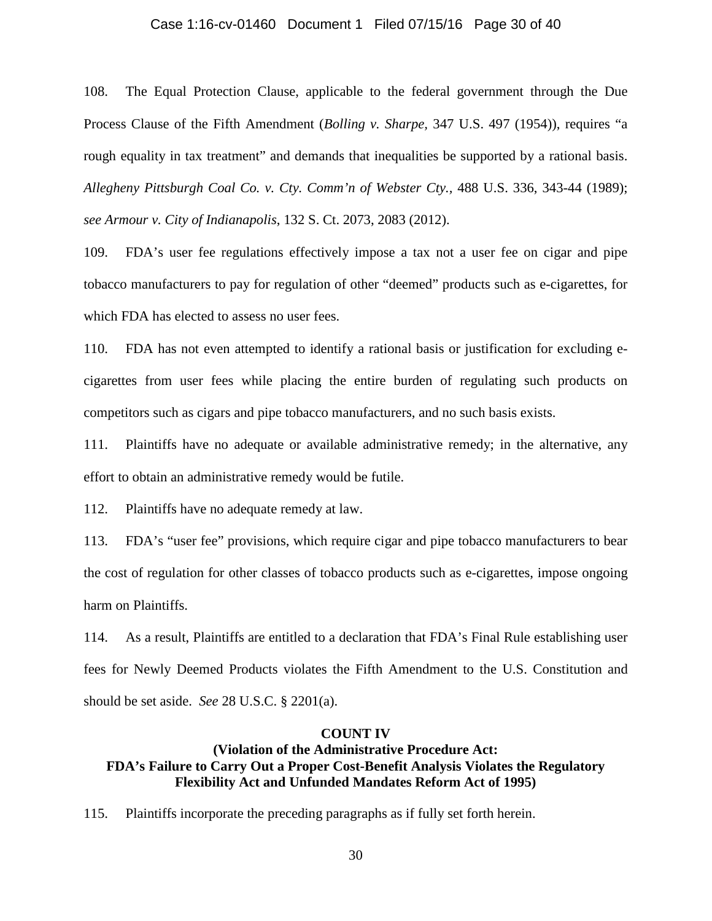108. The Equal Protection Clause, applicable to the federal government through the Due Process Clause of the Fifth Amendment (*Bolling v. Sharpe*, 347 U.S. 497 (1954)), requires "a rough equality in tax treatment" and demands that inequalities be supported by a rational basis. *Allegheny Pittsburgh Coal Co. v. Cty. Comm'n of Webster Cty.*, 488 U.S. 336, 343-44 (1989); *see Armour v. City of Indianapolis*, 132 S. Ct. 2073, 2083 (2012).

109. FDA's user fee regulations effectively impose a tax not a user fee on cigar and pipe tobacco manufacturers to pay for regulation of other "deemed" products such as e-cigarettes, for which FDA has elected to assess no user fees.

110. FDA has not even attempted to identify a rational basis or justification for excluding e-cigarettes from user fees while placing the entire burden of regulating such products on competitors such as cigars and pipe tobacco manufacturers, and no such basis exists.

111. Plaintiffs have no adequate or available administrative remedy; in the alternative, any effort to obtain an administrative remedy would be futile.

112. Plaintiffs have no adequate remedy at law.

113. FDA's "user fee" provisions, which require cigar and pipe tobacco manufacturers to bear the cost of regulation for other classes of tobacco products such as e-cigarettes, impose ongoing harm on Plaintiffs.

114. As a result, Plaintiffs are entitled to a declaration that FDA's Final Rule establishing user fees for Newly Deemed Products violates the Fifth Amendment to the U.S. Constitution and should be set aside. *See* 28 U.S.C. § 2201(a).

**COUNT IV**
**(Violation of the Administrative Procedure Act:**
**FDA's Failure to Carry Out a Proper Cost-Benefit Analysis Violates the Regulatory Flexibility Act and Unfunded Mandates Reform Act of 1995)**

115. Plaintiffs incorporate the preceding paragraphs as if fully set forth herein.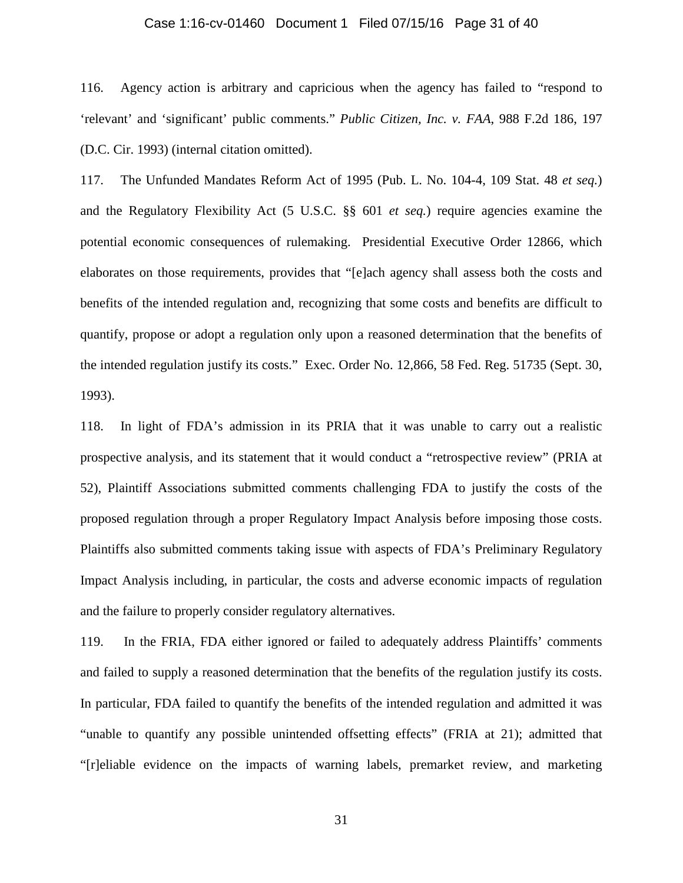116. Agency action is arbitrary and capricious when the agency has failed to "respond to 'relevant' and 'significant' public comments." *Public Citizen, Inc. v. FAA*, 988 F.2d 186, 197 (D.C. Cir. 1993) (internal citation omitted).

117. The Unfunded Mandates Reform Act of 1995 (Pub. L. No. 104-4, 109 Stat. 48 *et seq.*) and the Regulatory Flexibility Act (5 U.S.C. §§ 601 *et seq.*) require agencies examine the potential economic consequences of rulemaking. Presidential Executive Order 12866, which elaborates on those requirements, provides that "[e]ach agency shall assess both the costs and benefits of the intended regulation and, recognizing that some costs and benefits are difficult to quantify, propose or adopt a regulation only upon a reasoned determination that the benefits of the intended regulation justify its costs." Exec. Order No. 12,866, 58 Fed. Reg. 51735 (Sept. 30, 1993).

118. In light of FDA's admission in its PRIA that it was unable to carry out a realistic prospective analysis, and its statement that it would conduct a "retrospective review" (PRIA at 52), Plaintiff Associations submitted comments challenging FDA to justify the costs of the proposed regulation through a proper Regulatory Impact Analysis before imposing those costs. Plaintiffs also submitted comments taking issue with aspects of FDA's Preliminary Regulatory Impact Analysis including, in particular, the costs and adverse economic impacts of regulation and the failure to properly consider regulatory alternatives.

119. In the FRIA, FDA either ignored or failed to adequately address Plaintiffs' comments and failed to supply a reasoned determination that the benefits of the regulation justify its costs. In particular, FDA failed to quantify the benefits of the intended regulation and admitted it was "unable to quantify any possible unintended offsetting effects" (FRIA at 21); admitted that "[r]eliable evidence on the impacts of warning labels, premarket review, and marketing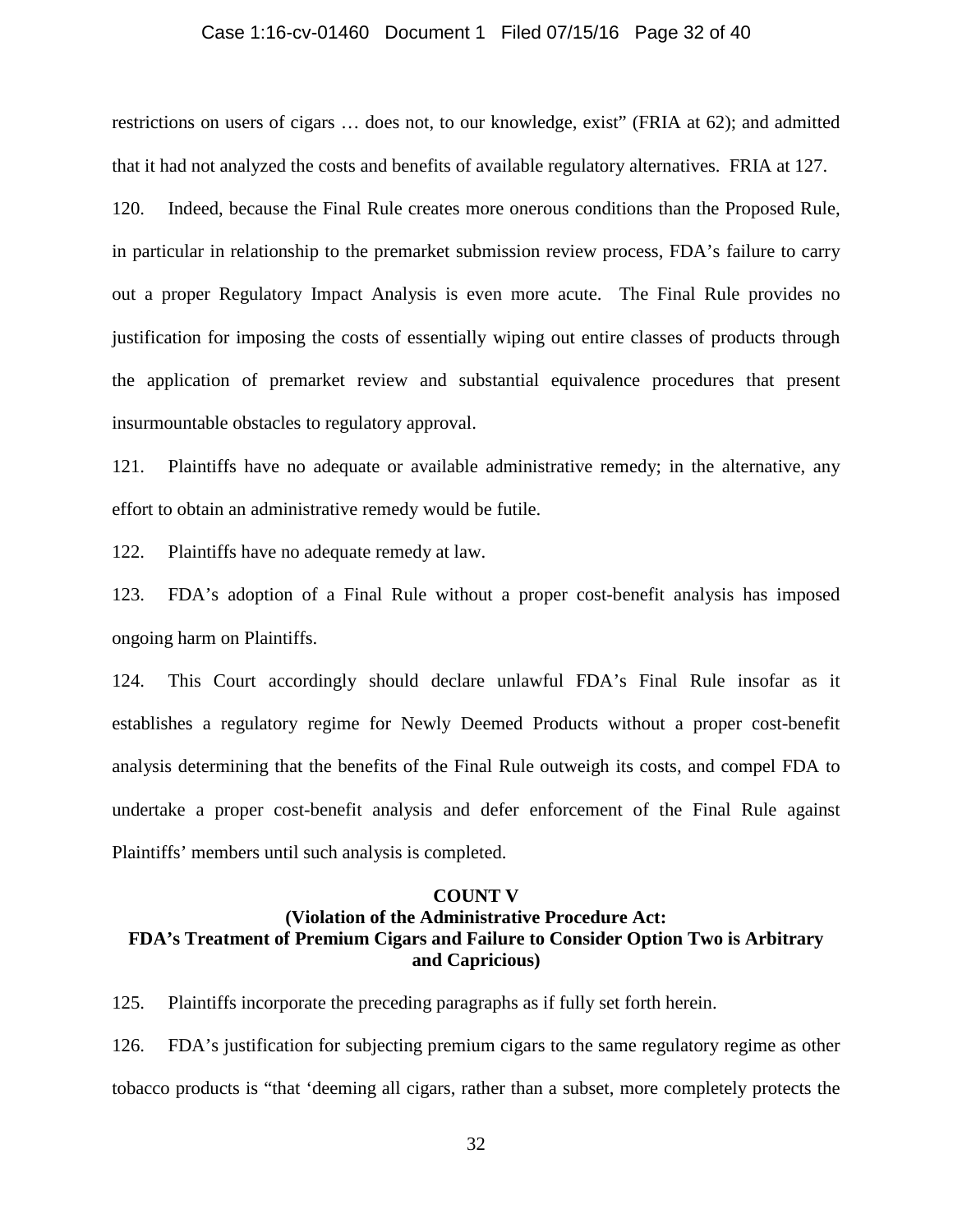restrictions on users of cigars … does not, to our knowledge, exist" (FRIA at 62); and admitted that it had not analyzed the costs and benefits of available regulatory alternatives. FRIA at 127.

120. Indeed, because the Final Rule creates more onerous conditions than the Proposed Rule, in particular in relationship to the premarket submission review process, FDA's failure to carry out a proper Regulatory Impact Analysis is even more acute. The Final Rule provides no justification for imposing the costs of essentially wiping out entire classes of products through the application of premarket review and substantial equivalence procedures that present insurmountable obstacles to regulatory approval.

121. Plaintiffs have no adequate or available administrative remedy; in the alternative, any effort to obtain an administrative remedy would be futile.

122. Plaintiffs have no adequate remedy at law.

123. FDA's adoption of a Final Rule without a proper cost-benefit analysis has imposed ongoing harm on Plaintiffs.

124. This Court accordingly should declare unlawful FDA's Final Rule insofar as it establishes a regulatory regime for Newly Deemed Products without a proper cost-benefit analysis determining that the benefits of the Final Rule outweigh its costs, and compel FDA to undertake a proper cost-benefit analysis and defer enforcement of the Final Rule against Plaintiffs' members until such analysis is completed.

## COUNT V
### (Violation of the Administrative Procedure Act: FDA's Treatment of Premium Cigars and Failure to Consider Option Two is Arbitrary and Capricious)

125. Plaintiffs incorporate the preceding paragraphs as if fully set forth herein.

126. FDA's justification for subjecting premium cigars to the same regulatory regime as other tobacco products is "that 'deeming all cigars, rather than a subset, more completely protects the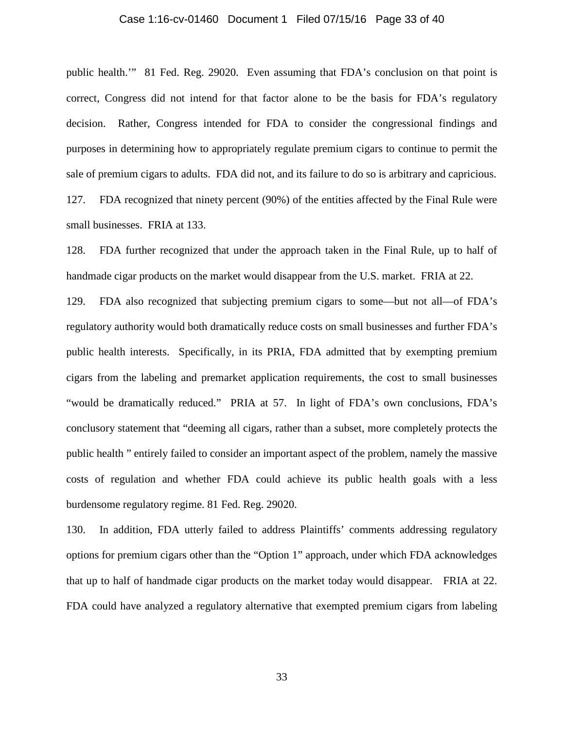public health.'" 81 Fed. Reg. 29020. Even assuming that FDA's conclusion on that point is correct, Congress did not intend for that factor alone to be the basis for FDA's regulatory decision. Rather, Congress intended for FDA to consider the congressional findings and purposes in determining how to appropriately regulate premium cigars to continue to permit the sale of premium cigars to adults. FDA did not, and its failure to do so is arbitrary and capricious.

127. FDA recognized that ninety percent (90%) of the entities affected by the Final Rule were small businesses. FRIA at 133.

128. FDA further recognized that under the approach taken in the Final Rule, up to half of handmade cigar products on the market would disappear from the U.S. market. FRIA at 22.

129. FDA also recognized that subjecting premium cigars to some—but not all—of FDA's regulatory authority would both dramatically reduce costs on small businesses and further FDA's public health interests. Specifically, in its PRIA, FDA admitted that by exempting premium cigars from the labeling and premarket application requirements, the cost to small businesses "would be dramatically reduced." PRIA at 57. In light of FDA's own conclusions, FDA's conclusory statement that "deeming all cigars, rather than a subset, more completely protects the public health " entirely failed to consider an important aspect of the problem, namely the massive costs of regulation and whether FDA could achieve its public health goals with a less burdensome regulatory regime. 81 Fed. Reg. 29020.

130. In addition, FDA utterly failed to address Plaintiffs' comments addressing regulatory options for premium cigars other than the "Option 1" approach, under which FDA acknowledges that up to half of handmade cigar products on the market today would disappear. FRIA at 22. FDA could have analyzed a regulatory alternative that exempted premium cigars from labeling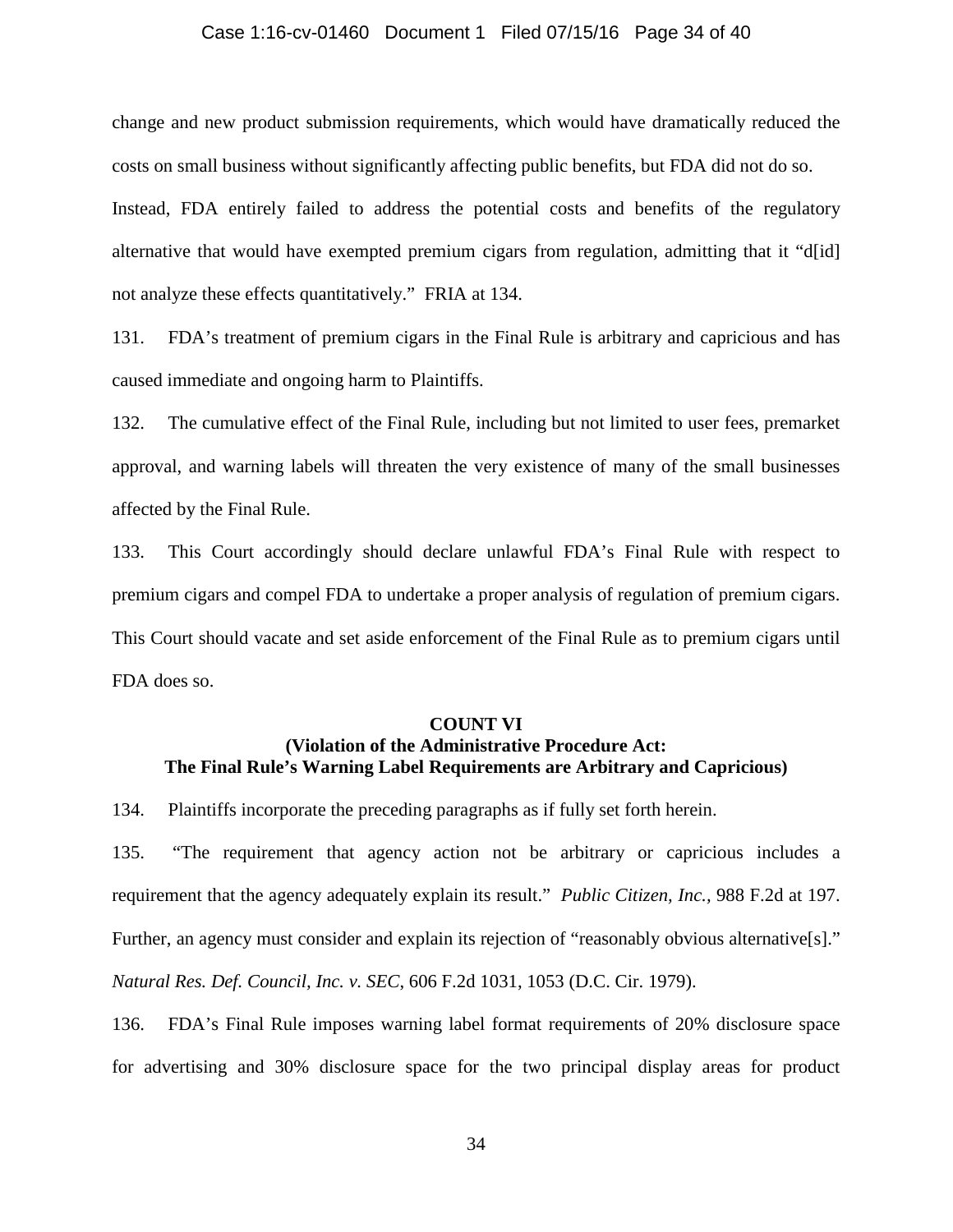change and new product submission requirements, which would have dramatically reduced the costs on small business without significantly affecting public benefits, but FDA did not do so. Instead, FDA entirely failed to address the potential costs and benefits of the regulatory alternative that would have exempted premium cigars from regulation, admitting that it "d[id] not analyze these effects quantitatively." FRIA at 134.

131. FDA's treatment of premium cigars in the Final Rule is arbitrary and capricious and has caused immediate and ongoing harm to Plaintiffs.

132. The cumulative effect of the Final Rule, including but not limited to user fees, premarket approval, and warning labels will threaten the very existence of many of the small businesses affected by the Final Rule.

133. This Court accordingly should declare unlawful FDA's Final Rule with respect to premium cigars and compel FDA to undertake a proper analysis of regulation of premium cigars. This Court should vacate and set aside enforcement of the Final Rule as to premium cigars until FDA does so.

**COUNT VI**
**(Violation of the Administrative Procedure Act: The Final Rule's Warning Label Requirements are Arbitrary and Capricious)**

134. Plaintiffs incorporate the preceding paragraphs as if fully set forth herein.

135. "The requirement that agency action not be arbitrary or capricious includes a requirement that the agency adequately explain its result." *Public Citizen, Inc.*, 988 F.2d at 197. Further, an agency must consider and explain its rejection of "reasonably obvious alternative[s]." *Natural Res. Def. Council, Inc. v. SEC*, 606 F.2d 1031, 1053 (D.C. Cir. 1979).

136. FDA's Final Rule imposes warning label format requirements of 20% disclosure space for advertising and 30% disclosure space for the two principal display areas for product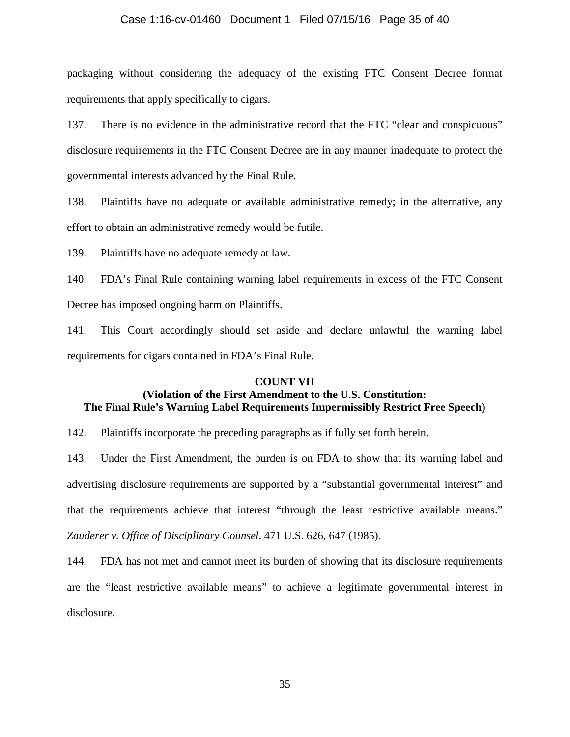packaging without considering the adequacy of the existing FTC Consent Decree format requirements that apply specifically to cigars.

137. There is no evidence in the administrative record that the FTC "clear and conspicuous" disclosure requirements in the FTC Consent Decree are in any manner inadequate to protect the governmental interests advanced by the Final Rule.

138. Plaintiffs have no adequate or available administrative remedy; in the alternative, any effort to obtain an administrative remedy would be futile.

139. Plaintiffs have no adequate remedy at law.

140. FDA's Final Rule containing warning label requirements in excess of the FTC Consent Decree has imposed ongoing harm on Plaintiffs.

141. This Court accordingly should set aside and declare unlawful the warning label requirements for cigars contained in FDA's Final Rule.

**COUNT VII**
**(Violation of the First Amendment to the U.S. Constitution: The Final Rule's Warning Label Requirements Impermissibly Restrict Free Speech)**

142. Plaintiffs incorporate the preceding paragraphs as if fully set forth herein.

143. Under the First Amendment, the burden is on FDA to show that its warning label and advertising disclosure requirements are supported by a "substantial governmental interest" and that the requirements achieve that interest "through the least restrictive available means." *Zauderer v. Office of Disciplinary Counsel*, 471 U.S. 626, 647 (1985).

144. FDA has not met and cannot meet its burden of showing that its disclosure requirements are the "least restrictive available means" to achieve a legitimate governmental interest in disclosure.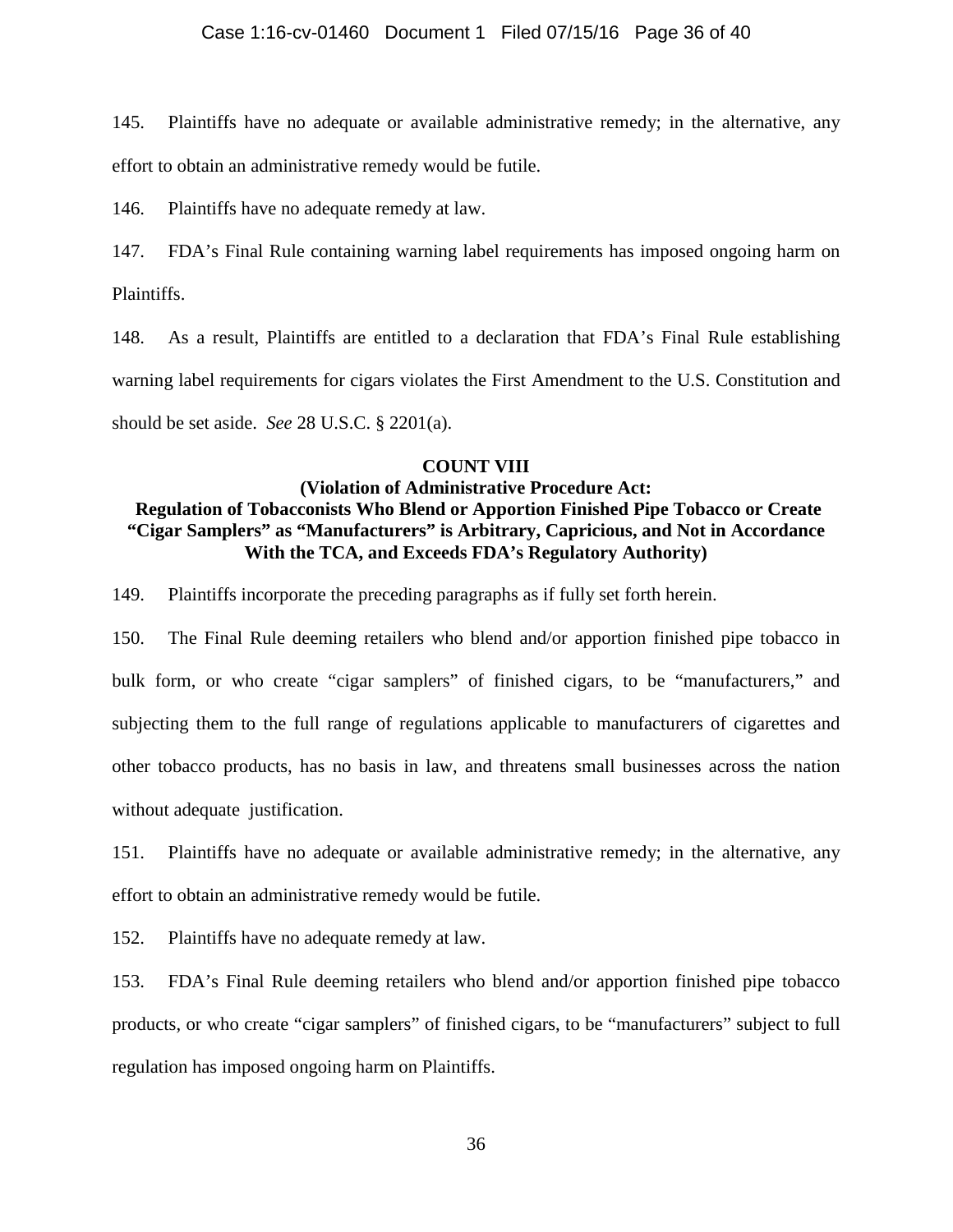145. Plaintiffs have no adequate or available administrative remedy; in the alternative, any effort to obtain an administrative remedy would be futile.

146. Plaintiffs have no adequate remedy at law.

147. FDA's Final Rule containing warning label requirements has imposed ongoing harm on Plaintiffs.

148. As a result, Plaintiffs are entitled to a declaration that FDA's Final Rule establishing warning label requirements for cigars violates the First Amendment to the U.S. Constitution and should be set aside. *See* 28 U.S.C. § 2201(a).

**COUNT VIII**

**(Violation of Administrative Procedure Act: Regulation of Tobacconists Who Blend or Apportion Finished Pipe Tobacco or Create "Cigar Samplers" as "Manufacturers" is Arbitrary, Capricious, and Not in Accordance With the TCA, and Exceeds FDA's Regulatory Authority)**

149. Plaintiffs incorporate the preceding paragraphs as if fully set forth herein.

150. The Final Rule deeming retailers who blend and/or apportion finished pipe tobacco in bulk form, or who create "cigar samplers" of finished cigars, to be "manufacturers," and subjecting them to the full range of regulations applicable to manufacturers of cigarettes and other tobacco products, has no basis in law, and threatens small businesses across the nation without adequate justification.

151. Plaintiffs have no adequate or available administrative remedy; in the alternative, any effort to obtain an administrative remedy would be futile.

152. Plaintiffs have no adequate remedy at law.

153. FDA's Final Rule deeming retailers who blend and/or apportion finished pipe tobacco products, or who create "cigar samplers" of finished cigars, to be "manufacturers" subject to full regulation has imposed ongoing harm on Plaintiffs.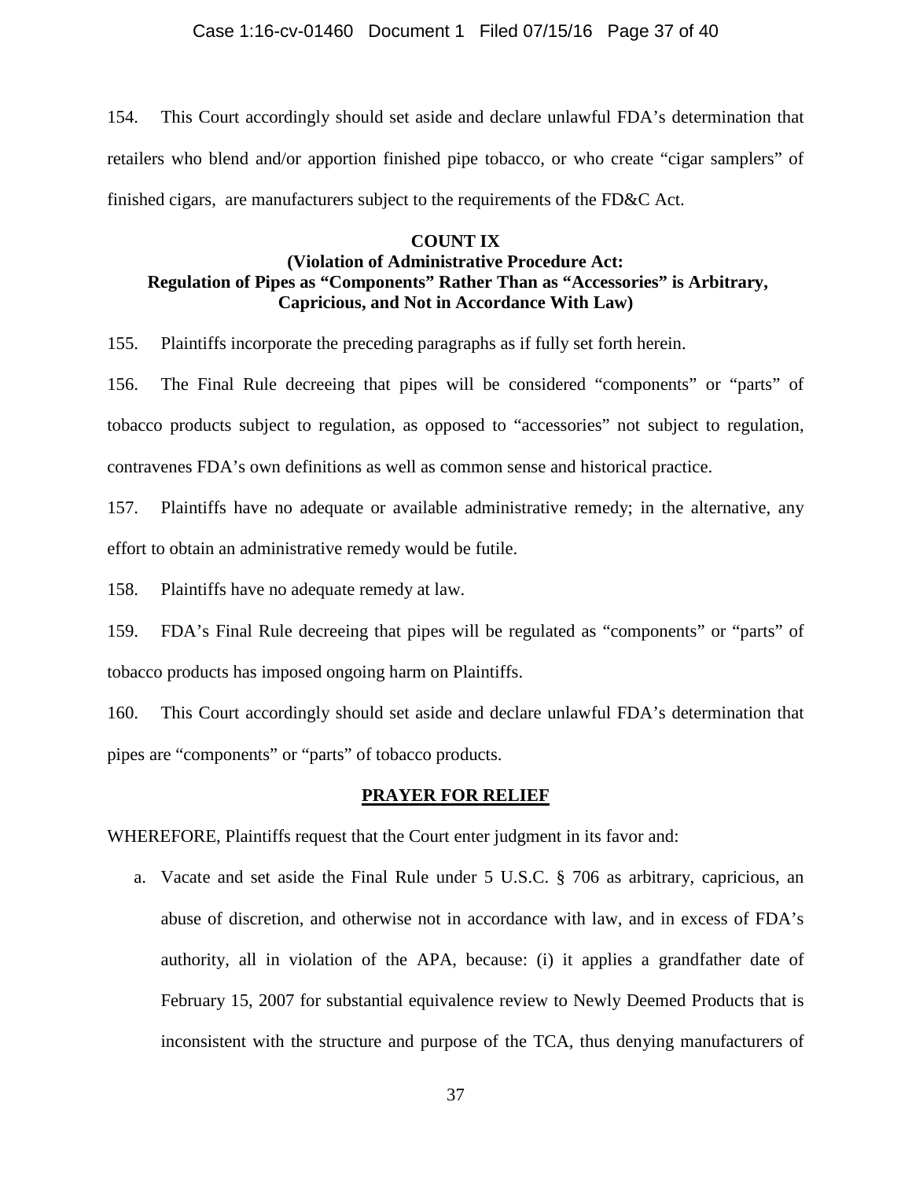154. This Court accordingly should set aside and declare unlawful FDA's determination that retailers who blend and/or apportion finished pipe tobacco, or who create "cigar samplers" of finished cigars, are manufacturers subject to the requirements of the FD&C Act.

**COUNT IX**
**(Violation of Administrative Procedure Act:**
**Regulation of Pipes as "Components" Rather Than as "Accessories" is Arbitrary, Capricious, and Not in Accordance With Law)**

155. Plaintiffs incorporate the preceding paragraphs as if fully set forth herein.

156. The Final Rule decreeing that pipes will be considered "components" or "parts" of tobacco products subject to regulation, as opposed to "accessories" not subject to regulation, contravenes FDA's own definitions as well as common sense and historical practice.

157. Plaintiffs have no adequate or available administrative remedy; in the alternative, any effort to obtain an administrative remedy would be futile.

158. Plaintiffs have no adequate remedy at law.

159. FDA's Final Rule decreeing that pipes will be regulated as "components" or "parts" of tobacco products has imposed ongoing harm on Plaintiffs.

160. This Court accordingly should set aside and declare unlawful FDA's determination that pipes are "components" or "parts" of tobacco products.

**PRAYER FOR RELIEF**

WHEREFORE, Plaintiffs request that the Court enter judgment in its favor and:

a. Vacate and set aside the Final Rule under 5 U.S.C. § 706 as arbitrary, capricious, an abuse of discretion, and otherwise not in accordance with law, and in excess of FDA's authority, all in violation of the APA, because: (i) it applies a grandfather date of February 15, 2007 for substantial equivalence review to Newly Deemed Products that is inconsistent with the structure and purpose of the TCA, thus denying manufacturers of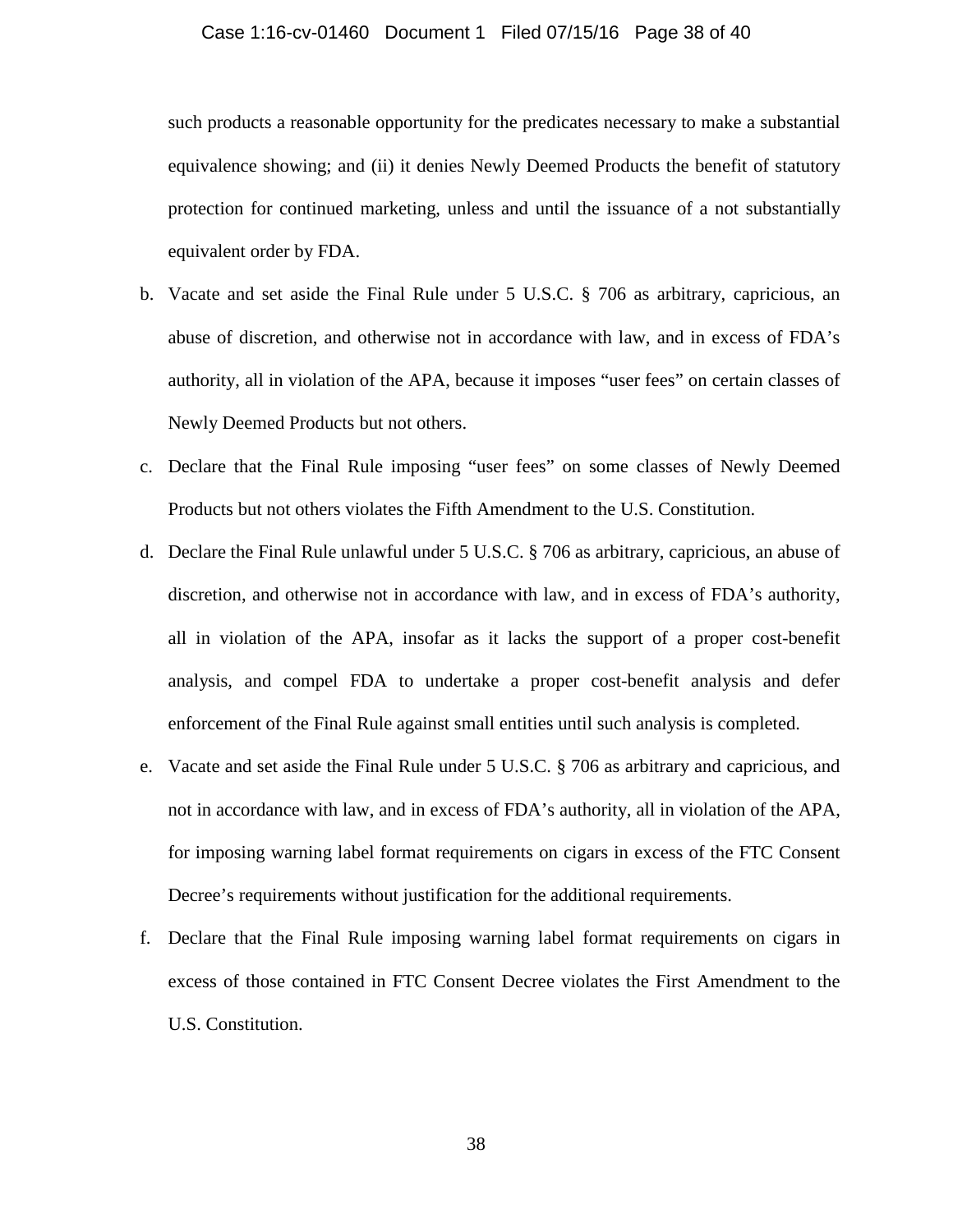such products a reasonable opportunity for the predicates necessary to make a substantial equivalence showing; and (ii) it denies Newly Deemed Products the benefit of statutory protection for continued marketing, unless and until the issuance of a not substantially equivalent order by FDA.

b. Vacate and set aside the Final Rule under 5 U.S.C. § 706 as arbitrary, capricious, an abuse of discretion, and otherwise not in accordance with law, and in excess of FDA's authority, all in violation of the APA, because it imposes "user fees" on certain classes of Newly Deemed Products but not others.

c. Declare that the Final Rule imposing "user fees" on some classes of Newly Deemed Products but not others violates the Fifth Amendment to the U.S. Constitution.

d. Declare the Final Rule unlawful under 5 U.S.C. § 706 as arbitrary, capricious, an abuse of discretion, and otherwise not in accordance with law, and in excess of FDA's authority, all in violation of the APA, insofar as it lacks the support of a proper cost-benefit analysis, and compel FDA to undertake a proper cost-benefit analysis and defer enforcement of the Final Rule against small entities until such analysis is completed.

e. Vacate and set aside the Final Rule under 5 U.S.C. § 706 as arbitrary and capricious, and not in accordance with law, and in excess of FDA's authority, all in violation of the APA, for imposing warning label format requirements on cigars in excess of the FTC Consent Decree's requirements without justification for the additional requirements.

f. Declare that the Final Rule imposing warning label format requirements on cigars in excess of those contained in FTC Consent Decree violates the First Amendment to the U.S. Constitution.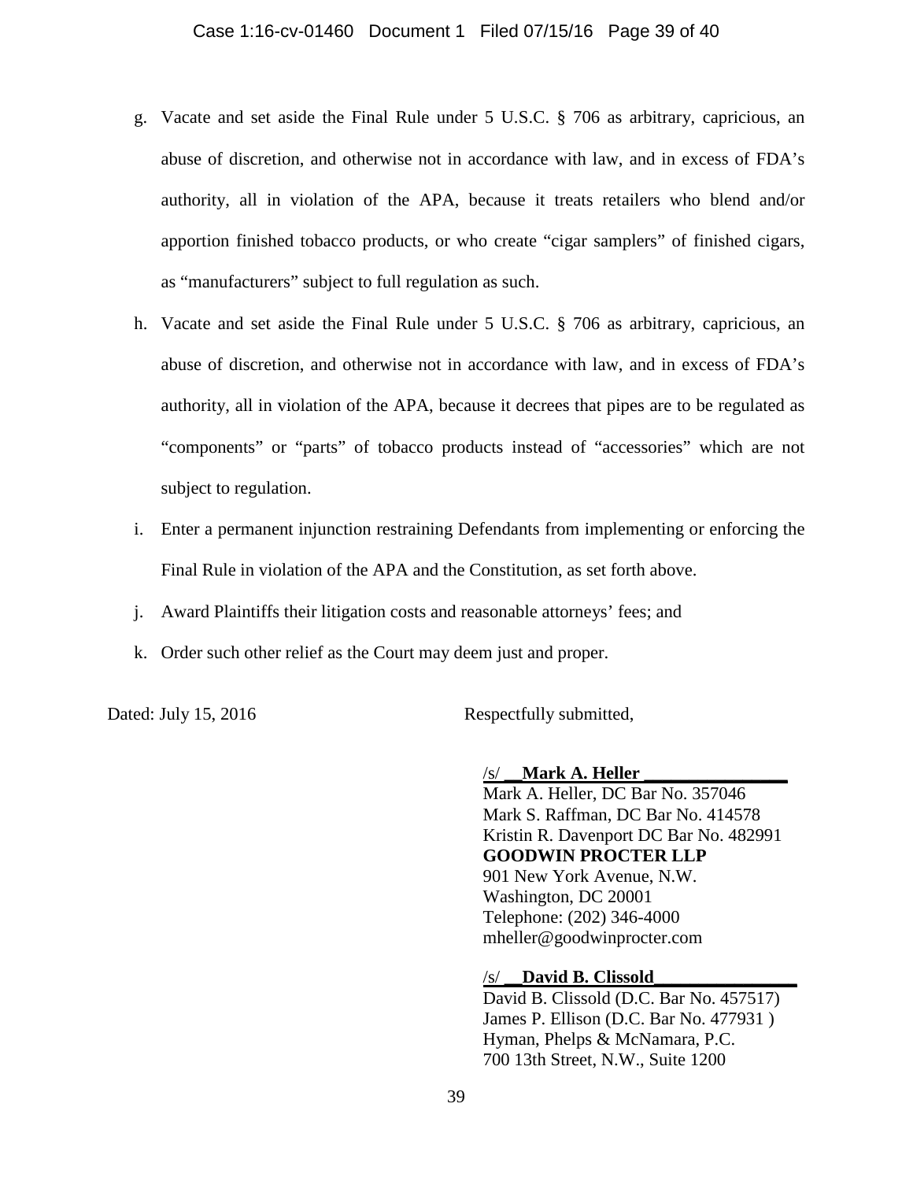g. Vacate and set aside the Final Rule under 5 U.S.C. § 706 as arbitrary, capricious, an abuse of discretion, and otherwise not in accordance with law, and in excess of FDA's authority, all in violation of the APA, because it treats retailers who blend and/or apportion finished tobacco products, or who create "cigar samplers" of finished cigars, as "manufacturers" subject to full regulation as such.

h. Vacate and set aside the Final Rule under 5 U.S.C. § 706 as arbitrary, capricious, an abuse of discretion, and otherwise not in accordance with law, and in excess of FDA's authority, all in violation of the APA, because it decrees that pipes are to be regulated as "components" or "parts" of tobacco products instead of "accessories" which are not subject to regulation.

i. Enter a permanent injunction restraining Defendants from implementing or enforcing the Final Rule in violation of the APA and the Constitution, as set forth above.

j. Award Plaintiffs their litigation costs and reasonable attorneys' fees; and

k. Order such other relief as the Court may deem just and proper.

Dated: July 15, 2016

Respectfully submitted,

/s/ **Mark A. Heller**
Mark A. Heller, DC Bar No. 357046
Mark S. Raffman, DC Bar No. 414578
Kristin R. Davenport DC Bar No. 482991
**GOODWIN PROCTER LLP**
901 New York Avenue, N.W.
Washington, DC 20001
Telephone: (202) 346-4000
mheller@goodwinprocter.com

/s/ **David B. Clissold**
David B. Clissold (D.C. Bar No. 457517)
James P. Ellison (D.C. Bar No. 477931 )
Hyman, Phelps & McNamara, P.C.
700 13th Street, N.W., Suite 1200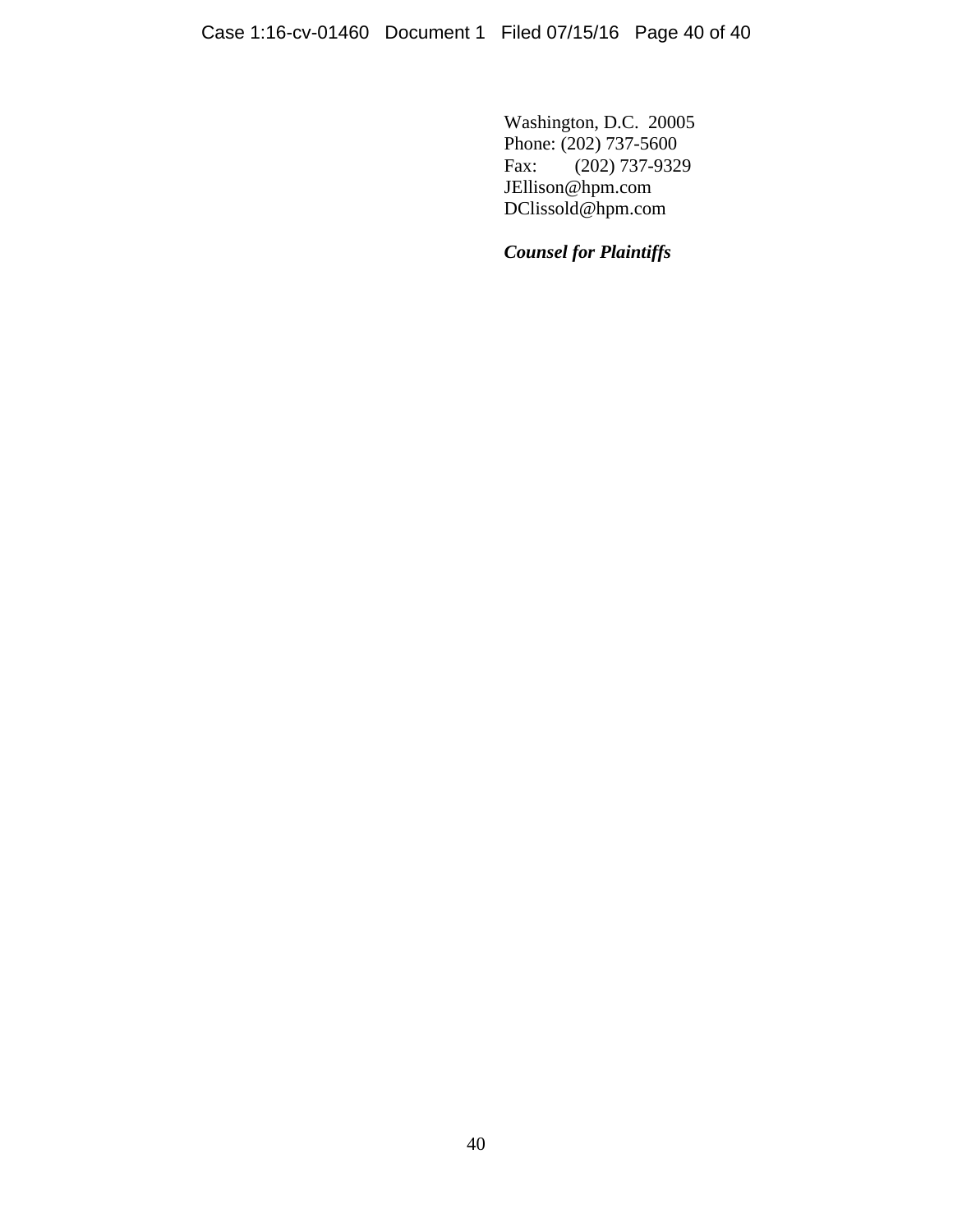Washington, D.C. 20005
Phone: (202) 737-5600
Fax: (202) 737-9329
JEllison@hpm.com
DClissold@hpm.com

***Counsel for Plaintiffs***